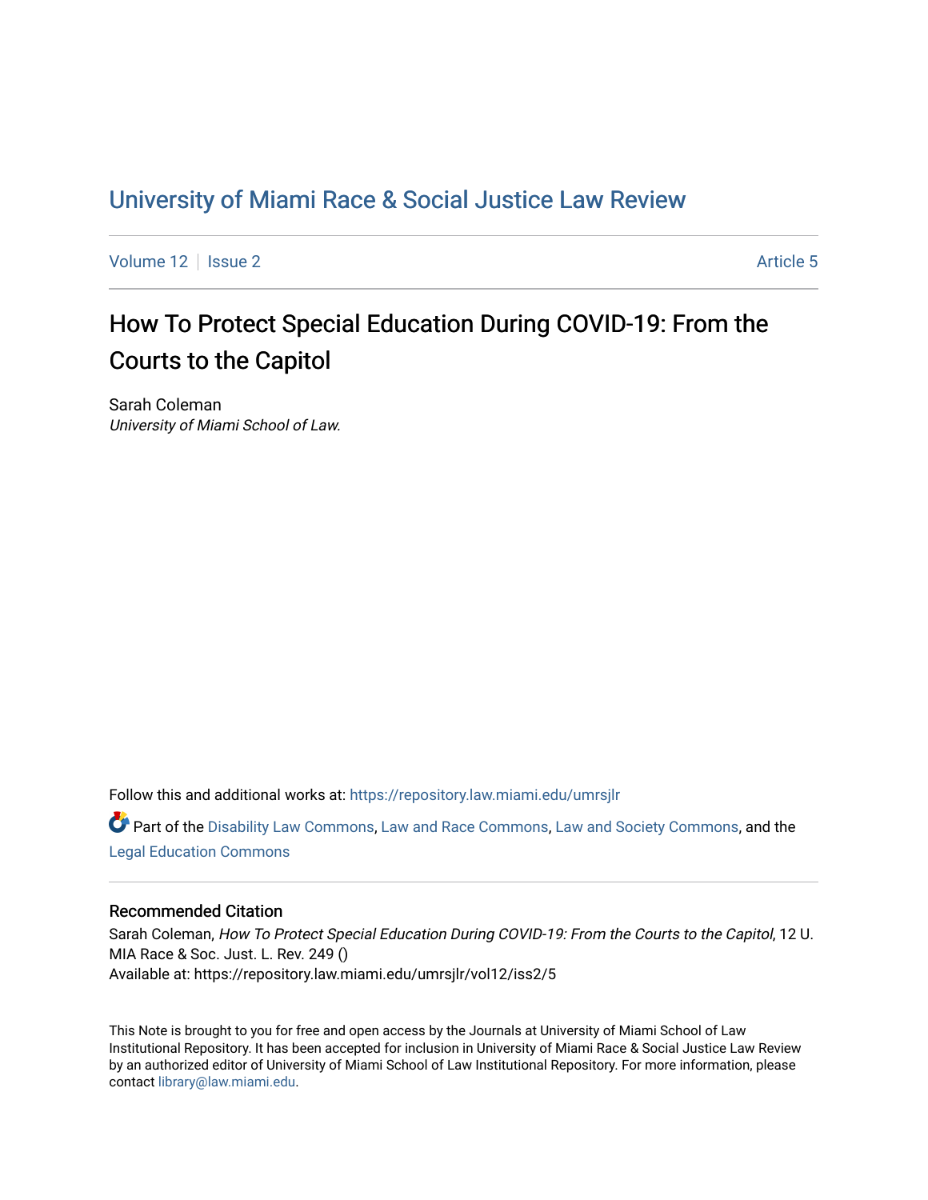# University of Miami Race & Social Justice Law Review

Volume 12 | Issue 2 | Article 5

## How To Protect Special Education During COVID-19: From the Courts to the Capitol

Sarah Coleman
*University of Miami School of Law.*

Follow this and additional works at: https://repository.law.miami.edu/umrsjlr

Part of the Disability Law Commons, Law and Race Commons, Law and Society Commons, and the Legal Education Commons

### Recommended Citation

Sarah Coleman, *How To Protect Special Education During COVID-19: From the Courts to the Capitol*, 12 U. MIA Race & Soc. Just. L. Rev. 249 ()
Available at: https://repository.law.miami.edu/umrsjlr/vol12/iss2/5

This Note is brought to you for free and open access by the Journals at University of Miami School of Law Institutional Repository. It has been accepted for inclusion in University of Miami Race & Social Justice Law Review by an authorized editor of University of Miami School of Law Institutional Repository. For more information, please contact library@law.miami.edu.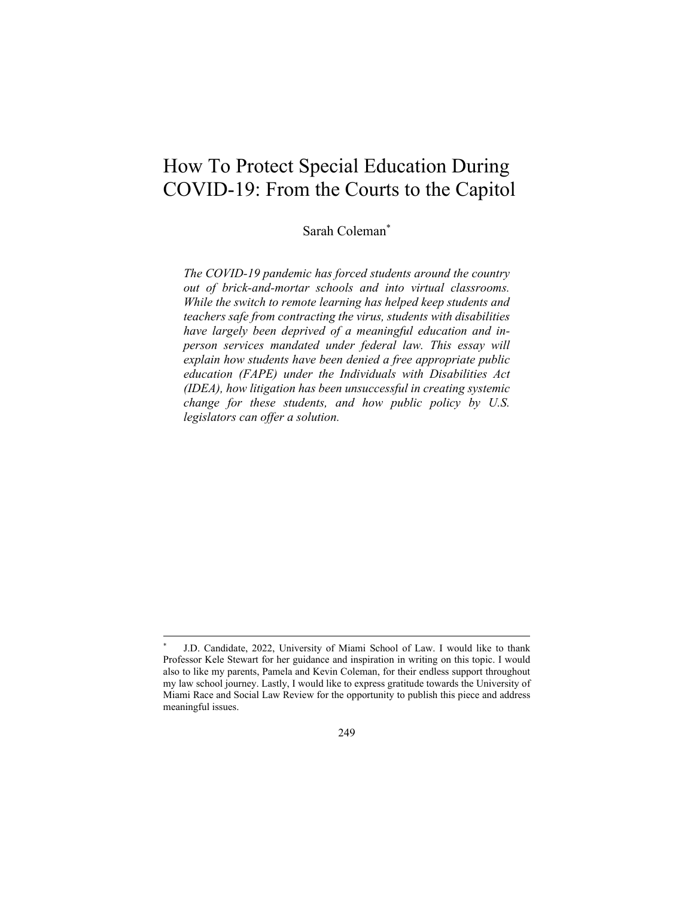# How To Protect Special Education During COVID-19: From the Courts to the Capitol

Sarah Coleman*

*The COVID-19 pandemic has forced students around the country out of brick-and-mortar schools and into virtual classrooms. While the switch to remote learning has helped keep students and teachers safe from contracting the virus, students with disabilities have largely been deprived of a meaningful education and in-person services mandated under federal law. This essay will explain how students have been denied a free appropriate public education (FAPE) under the Individuals with Disabilities Act (IDEA), how litigation has been unsuccessful in creating systemic change for these students, and how public policy by U.S. legislators can offer a solution.*

---

\* J.D. Candidate, 2022, University of Miami School of Law. I would like to thank Professor Kele Stewart for her guidance and inspiration in writing on this topic. I would also to like my parents, Pamela and Kevin Coleman, for their endless support throughout my law school journey. Lastly, I would like to express gratitude towards the University of Miami Race and Social Law Review for the opportunity to publish this piece and address meaningful issues.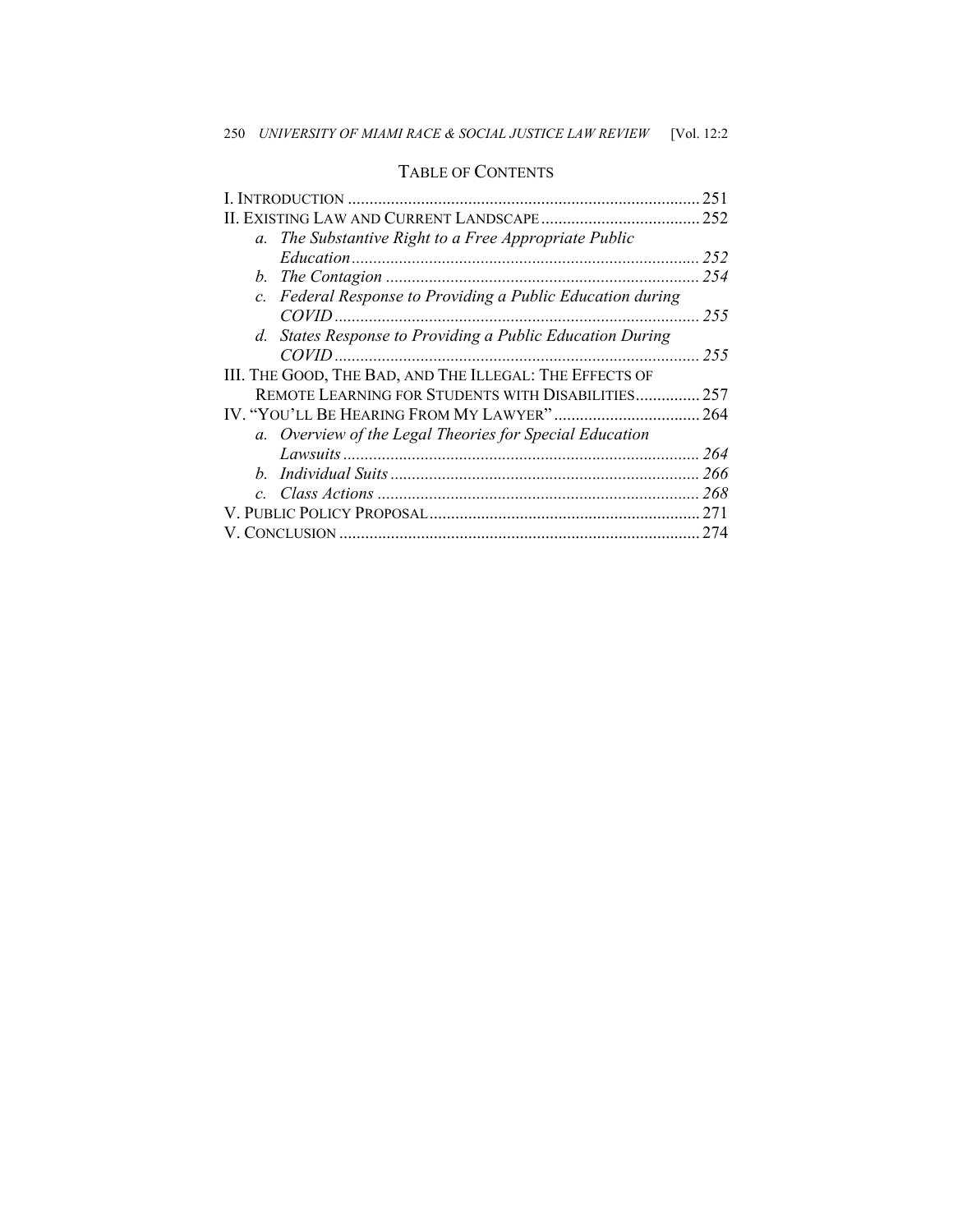## TABLE OF CONTENTS

I. INTRODUCTION .......... 251

II. EXISTING LAW AND CURRENT LANDSCAPE .......... 252

- *a. The Substantive Right to a Free Appropriate Public Education* .......... *252*
- *b. The Contagion* .......... *254*
- *c. Federal Response to Providing a Public Education during COVID* .......... *255*
- *d. States Response to Providing a Public Education During COVID* .......... *255*

III. THE GOOD, THE BAD, AND THE ILLEGAL: THE EFFECTS OF REMOTE LEARNING FOR STUDENTS WITH DISABILITIES .......... 257

IV. "YOU'LL BE HEARING FROM MY LAWYER" .......... 264

- *a. Overview of the Legal Theories for Special Education Lawsuits* .......... *264*
- *b. Individual Suits* .......... *266*
- *c. Class Actions* .......... *268*

V. PUBLIC POLICY PROPOSAL .......... 271

V. CONCLUSION .......... 274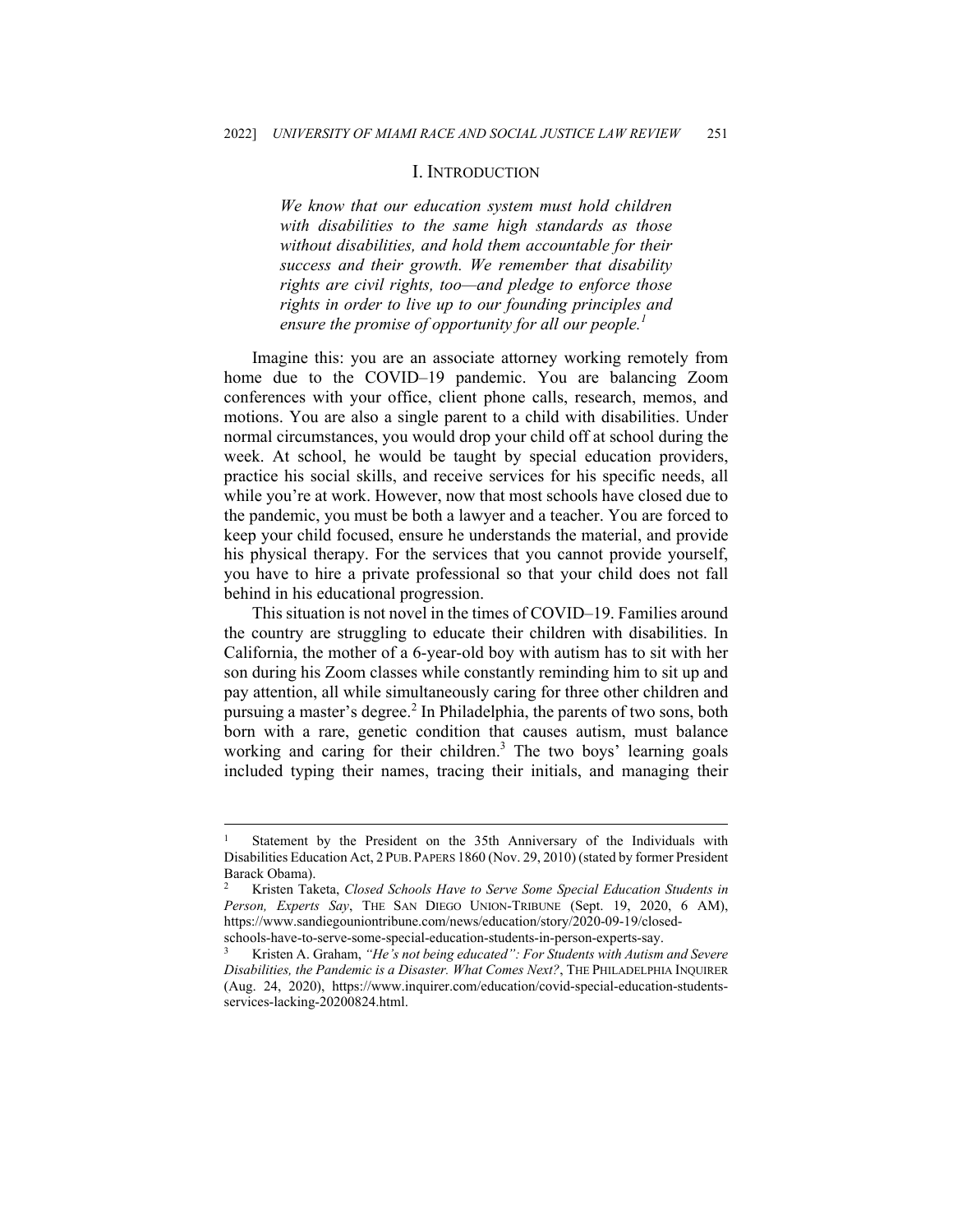## I. INTRODUCTION

> *We know that our education system must hold children with disabilities to the same high standards as those without disabilities, and hold them accountable for their success and their growth. We remember that disability rights are civil rights, too—and pledge to enforce those rights in order to live up to our founding principles and ensure the promise of opportunity for all our people.*[1]

Imagine this: you are an associate attorney working remotely from home due to the COVID–19 pandemic. You are balancing Zoom conferences with your office, client phone calls, research, memos, and motions. You are also a single parent to a child with disabilities. Under normal circumstances, you would drop your child off at school during the week. At school, he would be taught by special education providers, practice his social skills, and receive services for his specific needs, all while you're at work. However, now that most schools have closed due to the pandemic, you must be both a lawyer and a teacher. You are forced to keep your child focused, ensure he understands the material, and provide his physical therapy. For the services that you cannot provide yourself, you have to hire a private professional so that your child does not fall behind in his educational progression.

This situation is not novel in the times of COVID–19. Families around the country are struggling to educate their children with disabilities. In California, the mother of a 6-year-old boy with autism has to sit with her son during his Zoom classes while constantly reminding him to sit up and pay attention, all while simultaneously caring for three other children and pursuing a master's degree.[2] In Philadelphia, the parents of two sons, both born with a rare, genetic condition that causes autism, must balance working and caring for their children.[3] The two boys' learning goals included typing their names, tracing their initials, and managing their

---

[1] Statement by the President on the 35th Anniversary of the Individuals with Disabilities Education Act, 2 PUB. PAPERS 1860 (Nov. 29, 2010) (stated by former President Barack Obama).

[2] Kristen Taketa, *Closed Schools Have to Serve Some Special Education Students in Person, Experts Say*, THE SAN DIEGO UNION-TRIBUNE (Sept. 19, 2020, 6 AM), https://www.sandiegouniontribune.com/news/education/story/2020-09-19/closed-schools-have-to-serve-some-special-education-students-in-person-experts-say.

[3] Kristen A. Graham, *"He's not being educated": For Students with Autism and Severe Disabilities, the Pandemic is a Disaster. What Comes Next?*, THE PHILADELPHIA INQUIRER (Aug. 24, 2020), https://www.inquirer.com/education/covid-special-education-students-services-lacking-20200824.html.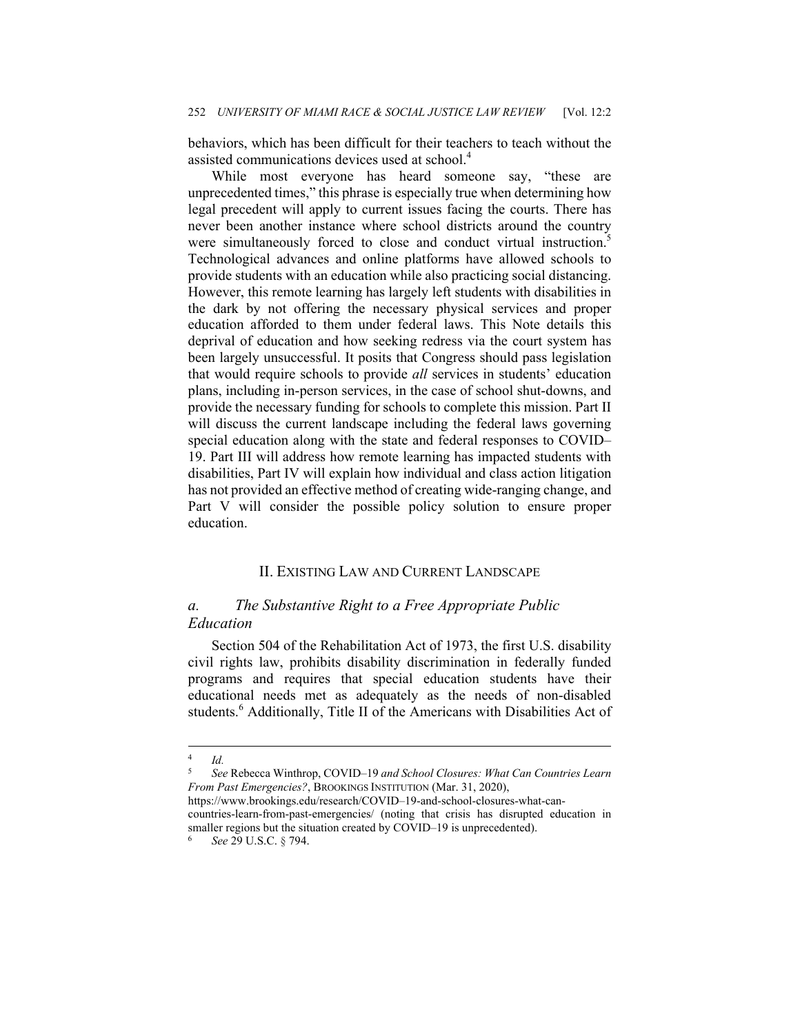behaviors, which has been difficult for their teachers to teach without the assisted communications devices used at school.[4]

While most everyone has heard someone say, "these are unprecedented times," this phrase is especially true when determining how legal precedent will apply to current issues facing the courts. There has never been another instance where school districts around the country were simultaneously forced to close and conduct virtual instruction.[5] Technological advances and online platforms have allowed schools to provide students with an education while also practicing social distancing. However, this remote learning has largely left students with disabilities in the dark by not offering the necessary physical services and proper education afforded to them under federal laws. This Note details this deprivation of education and how seeking redress via the court system has been largely unsuccessful. It posits that Congress should pass legislation that would require schools to provide *all* services in students' education plans, including in-person services, in the case of school shut-downs, and provide the necessary funding for schools to complete this mission. Part II will discuss the current landscape including the federal laws governing special education along with the state and federal responses to COVID–19. Part III will address how remote learning has impacted students with disabilities, Part IV will explain how individual and class action litigation has not provided an effective method of creating wide-ranging change, and Part V will consider the possible policy solution to ensure proper education.

## II. Existing Law and Current Landscape

### *a. The Substantive Right to a Free Appropriate Public Education*

Section 504 of the Rehabilitation Act of 1973, the first U.S. disability civil rights law, prohibits disability discrimination in federally funded programs and requires that special education students have their educational needs met as adequately as the needs of non-disabled students.[6] Additionally, Title II of the Americans with Disabilities Act of

---

[4] *Id.*

[5] *See* Rebecca Winthrop, COVID–19 *and School Closures: What Can Countries Learn From Past Emergencies?*, Brookings Institution (Mar. 31, 2020), https://www.brookings.edu/research/COVID–19-and-school-closures-what-can-countries-learn-from-past-emergencies/ (noting that crisis has disrupted education in smaller regions but the situation created by COVID–19 is unprecedented).

[6] *See* 29 U.S.C. § 794.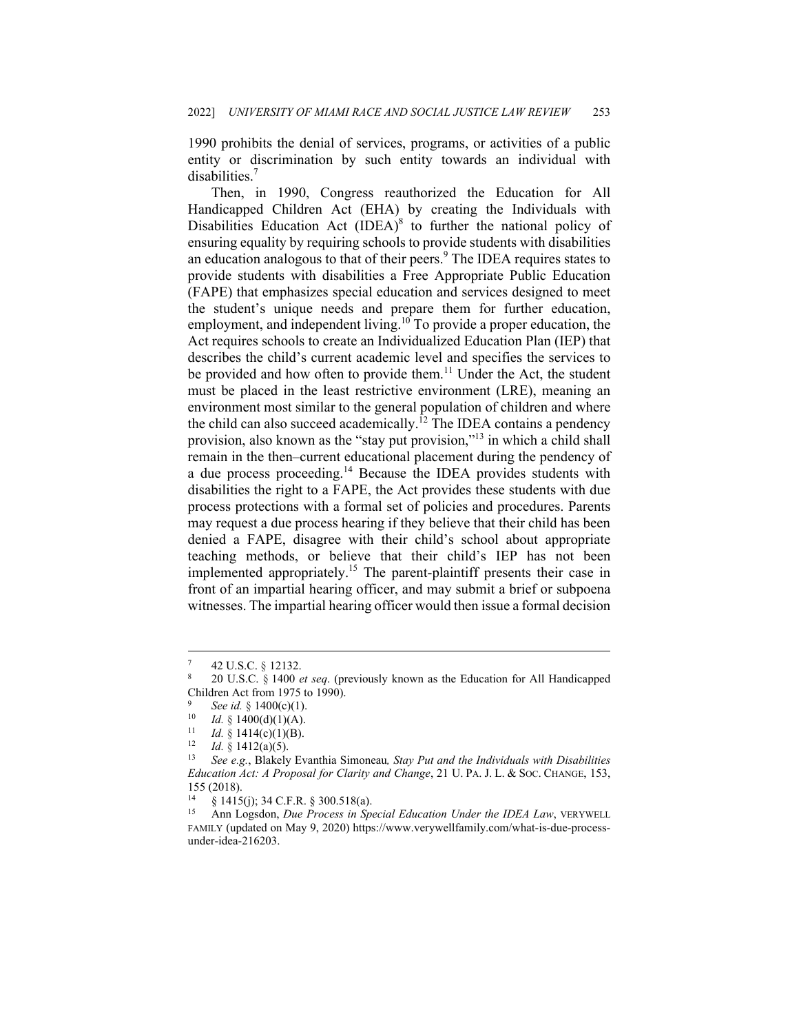1990 prohibits the denial of services, programs, or activities of a public entity or discrimination by such entity towards an individual with disabilities.[7]

Then, in 1990, Congress reauthorized the Education for All Handicapped Children Act (EHA) by creating the Individuals with Disabilities Education Act (IDEA)[8] to further the national policy of ensuring equality by requiring schools to provide students with disabilities an education analogous to that of their peers.[9] The IDEA requires states to provide students with disabilities a Free Appropriate Public Education (FAPE) that emphasizes special education and services designed to meet the student's unique needs and prepare them for further education, employment, and independent living.[10] To provide a proper education, the Act requires schools to create an Individualized Education Plan (IEP) that describes the child's current academic level and specifies the services to be provided and how often to provide them.[11] Under the Act, the student must be placed in the least restrictive environment (LRE), meaning an environment most similar to the general population of children and where the child can also succeed academically.[12] The IDEA contains a pendency provision, also known as the "stay put provision,"[13] in which a child shall remain in the then–current educational placement during the pendency of a due process proceeding.[14] Because the IDEA provides students with disabilities the right to a FAPE, the Act provides these students with due process protections with a formal set of policies and procedures. Parents may request a due process hearing if they believe that their child has been denied a FAPE, disagree with their child's school about appropriate teaching methods, or believe that their child's IEP has not been implemented appropriately.[15] The parent-plaintiff presents their case in front of an impartial hearing officer, and may submit a brief or subpoena witnesses. The impartial hearing officer would then issue a formal decision

---

[7] 42 U.S.C. § 12132.

[8] 20 U.S.C. § 1400 *et seq*. (previously known as the Education for All Handicapped Children Act from 1975 to 1990).

[9] *See id.* § 1400(c)(1).

[10] *Id.* § 1400(d)(1)(A).

[11] *Id.* § 1414(c)(1)(B).

[12] *Id.* § 1412(a)(5).

[13] *See e.g.*, Blakely Evanthia Simoneau*, Stay Put and the Individuals with Disabilities Education Act: A Proposal for Clarity and Change*, 21 U. PA. J. L. & SOC. CHANGE, 153, 155 (2018).

[14] § 1415(j); 34 C.F.R. § 300.518(a).

[15] Ann Logsdon, *Due Process in Special Education Under the IDEA Law*, VERYWELL FAMILY (updated on May 9, 2020) https://www.verywellfamily.com/what-is-due-process-under-idea-216203.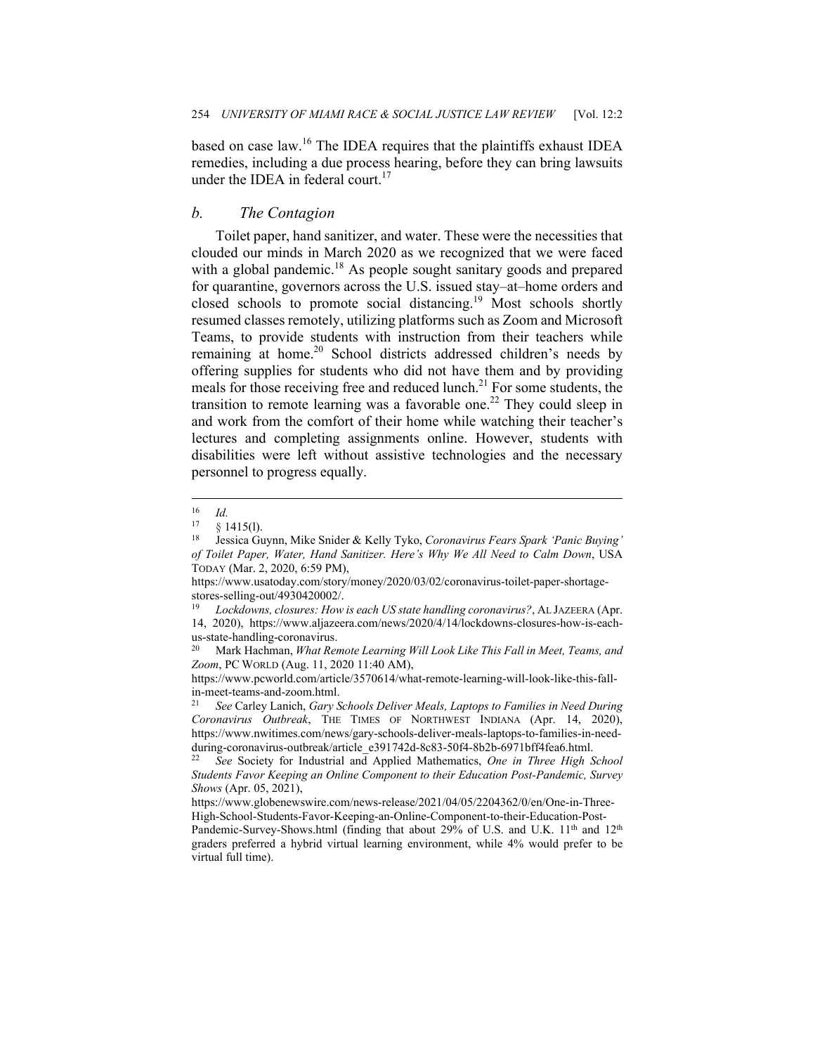based on case law.[16] The IDEA requires that the plaintiffs exhaust IDEA remedies, including a due process hearing, before they can bring lawsuits under the IDEA in federal court.[17]

### *b. The Contagion*

Toilet paper, hand sanitizer, and water. These were the necessities that clouded our minds in March 2020 as we recognized that we were faced with a global pandemic.[18] As people sought sanitary goods and prepared for quarantine, governors across the U.S. issued stay–at–home orders and closed schools to promote social distancing.[19] Most schools shortly resumed classes remotely, utilizing platforms such as Zoom and Microsoft Teams, to provide students with instruction from their teachers while remaining at home.[20] School districts addressed children's needs by offering supplies for students who did not have them and by providing meals for those receiving free and reduced lunch.[21] For some students, the transition to remote learning was a favorable one.[22] They could sleep in and work from the comfort of their home while watching their teacher's lectures and completing assignments online. However, students with disabilities were left without assistive technologies and the necessary personnel to progress equally.

---

[16] *Id.*

[17] § 1415(l).

[18] Jessica Guynn, Mike Snider & Kelly Tyko, *Coronavirus Fears Spark 'Panic Buying' of Toilet Paper, Water, Hand Sanitizer. Here's Why We All Need to Calm Down*, USA TODAY (Mar. 2, 2020, 6:59 PM), https://www.usatoday.com/story/money/2020/03/02/coronavirus-toilet-paper-shortage-stores-selling-out/4930420002/.

[19] *Lockdowns, closures: How is each US state handling coronavirus?*, AL JAZEERA (Apr. 14, 2020), https://www.aljazeera.com/news/2020/4/14/lockdowns-closures-how-is-each-us-state-handling-coronavirus.

[20] Mark Hachman, *What Remote Learning Will Look Like This Fall in Meet, Teams, and Zoom*, PC WORLD (Aug. 11, 2020 11:40 AM), https://www.pcworld.com/article/3570614/what-remote-learning-will-look-like-this-fall-in-meet-teams-and-zoom.html.

[21] *See* Carley Lanich, *Gary Schools Deliver Meals, Laptops to Families in Need During Coronavirus Outbreak*, THE TIMES OF NORTHWEST INDIANA (Apr. 14, 2020), https://www.nwitimes.com/news/gary-schools-deliver-meals-laptops-to-families-in-need-during-coronavirus-outbreak/article_e391742d-8c83-50f4-8b2b-6971bff4fea6.html.

[22] *See* Society for Industrial and Applied Mathematics, *One in Three High School Students Favor Keeping an Online Component to their Education Post-Pandemic, Survey Shows* (Apr. 05, 2021), https://www.globenewswire.com/news-release/2021/04/05/2204362/0/en/One-in-Three-High-School-Students-Favor-Keeping-an-Online-Component-to-their-Education-Post-Pandemic-Survey-Shows.html (finding that about 29% of U.S. and U.K. 11th and 12th graders preferred a hybrid virtual learning environment, while 4% would prefer to be virtual full time).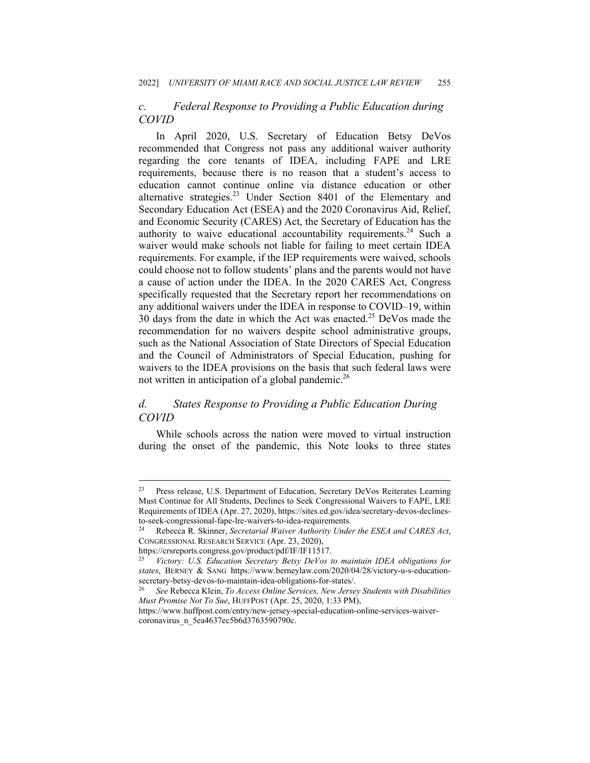### *c. Federal Response to Providing a Public Education during COVID*

In April 2020, U.S. Secretary of Education Betsy DeVos recommended that Congress not pass any additional waiver authority regarding the core tenants of IDEA, including FAPE and LRE requirements, because there is no reason that a student's access to education cannot continue online via distance education or other alternative strategies.[23] Under Section 8401 of the Elementary and Secondary Education Act (ESEA) and the 2020 Coronavirus Aid, Relief, and Economic Security (CARES) Act, the Secretary of Education has the authority to waive educational accountability requirements.[24] Such a waiver would make schools not liable for failing to meet certain IDEA requirements. For example, if the IEP requirements were waived, schools could choose not to follow students' plans and the parents would not have a cause of action under the IDEA. In the 2020 CARES Act, Congress specifically requested that the Secretary report her recommendations on any additional waivers under the IDEA in response to COVID–19, within 30 days from the date in which the Act was enacted.[25] DeVos made the recommendation for no waivers despite school administrative groups, such as the National Association of State Directors of Special Education and the Council of Administrators of Special Education, pushing for waivers to the IDEA provisions on the basis that such federal laws were not written in anticipation of a global pandemic.[26]

### *d. States Response to Providing a Public Education During COVID*

While schools across the nation were moved to virtual instruction during the onset of the pandemic, this Note looks to three states

---

[23] Press release, U.S. Department of Education, Secretary DeVos Reiterates Learning Must Continue for All Students, Declines to Seek Congressional Waivers to FAPE, LRE Requirements of IDEA (Apr. 27, 2020), https://sites.ed.gov/idea/secretary-devos-declines-to-seek-congressional-fape-lre-waivers-to-idea-requirements.

[24] Rebecca R. Skinner, *Secretarial Waiver Authority Under the ESEA and CARES Act*, CONGRESSIONAL RESEARCH SERVICE (Apr. 23, 2020), https://crsreports.congress.gov/product/pdf/IF/IF11517.

[25] *Victory: U.S. Education Secretary Betsy DeVos to maintain IDEA obligations for states*, BERNEY & SANG https://www.berneylaw.com/2020/04/28/victory-u-s-education-secretary-betsy-devos-to-maintain-idea-obligations-for-states/.

[26] *See* Rebecca Klein, *To Access Online Services, New Jersey Students with Disabilities Must Promise Not To Sue*, HUFFPOST (Apr. 25, 2020, 1:33 PM), https://www.huffpost.com/entry/new-jersey-special-education-online-services-waiver-coronavirus_n_5ea4637ec5b6d3763590790c.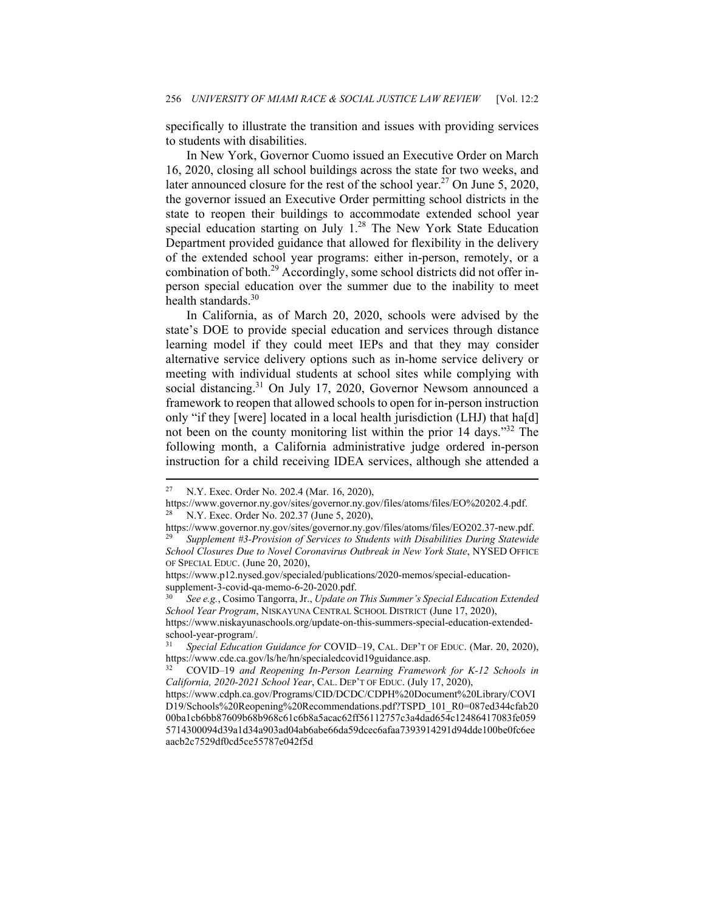specifically to illustrate the transition and issues with providing services to students with disabilities.

In New York, Governor Cuomo issued an Executive Order on March 16, 2020, closing all school buildings across the state for two weeks, and later announced closure for the rest of the school year.[27] On June 5, 2020, the governor issued an Executive Order permitting school districts in the state to reopen their buildings to accommodate extended school year special education starting on July 1.[28] The New York State Education Department provided guidance that allowed for flexibility in the delivery of the extended school year programs: either in-person, remotely, or a combination of both.[29] Accordingly, some school districts did not offer in-person special education over the summer due to the inability to meet health standards.[30]

In California, as of March 20, 2020, schools were advised by the state's DOE to provide special education and services through distance learning model if they could meet IEPs and that they may consider alternative service delivery options such as in-home service delivery or meeting with individual students at school sites while complying with social distancing.[31] On July 17, 2020, Governor Newsom announced a framework to reopen that allowed schools to open for in-person instruction only "if they [were] located in a local health jurisdiction (LHJ) that ha[d] not been on the county monitoring list within the prior 14 days."[32] The following month, a California administrative judge ordered in-person instruction for a child receiving IDEA services, although she attended a

---

[27] N.Y. Exec. Order No. 202.4 (Mar. 16, 2020), https://www.governor.ny.gov/sites/governor.ny.gov/files/atoms/files/EO%20202.4.pdf.

[28] N.Y. Exec. Order No. 202.37 (June 5, 2020), https://www.governor.ny.gov/sites/governor.ny.gov/files/atoms/files/EO202.37-new.pdf.

[29] *Supplement #3-Provision of Services to Students with Disabilities During Statewide School Closures Due to Novel Coronavirus Outbreak in New York State*, NYSED OFFICE OF SPECIAL EDUC. (June 20, 2020), https://www.p12.nysed.gov/specialed/publications/2020-memos/special-education-supplement-3-covid-qa-memo-6-20-2020.pdf.

[30] *See e.g.*, Cosimo Tangorra, Jr., *Update on This Summer's Special Education Extended School Year Program*, NISKAYUNA CENTRAL SCHOOL DISTRICT (June 17, 2020), https://www.niskayunaschools.org/update-on-this-summers-special-education-extended-school-year-program/.

[31] *Special Education Guidance for* COVID–19, CAL. DEP'T OF EDUC. (Mar. 20, 2020), https://www.cde.ca.gov/ls/he/hn/specialedcovid19guidance.asp.

[32] COVID–19 *and Reopening In-Person Learning Framework for K-12 Schools in California, 2020-2021 School Year*, CAL. DEP'T OF EDUC. (July 17, 2020), https://www.cdph.ca.gov/Programs/CID/DCDC/CDPH%20Document%20Library/COVID19/Schools%20Reopening%20Recommendations.pdf?TSPD_101_R0=087ed344cfab2000ba1cb6bb87609b68b968c61c6b8a5acac62ff56112757c3a4dad654c12486417083fe0595714300094d39a1d34a903ad04ab6abe66da59dcec6afaa7393914291d94dde100be0fc6eeaacb2c7529df0cd5ce55787e042f5d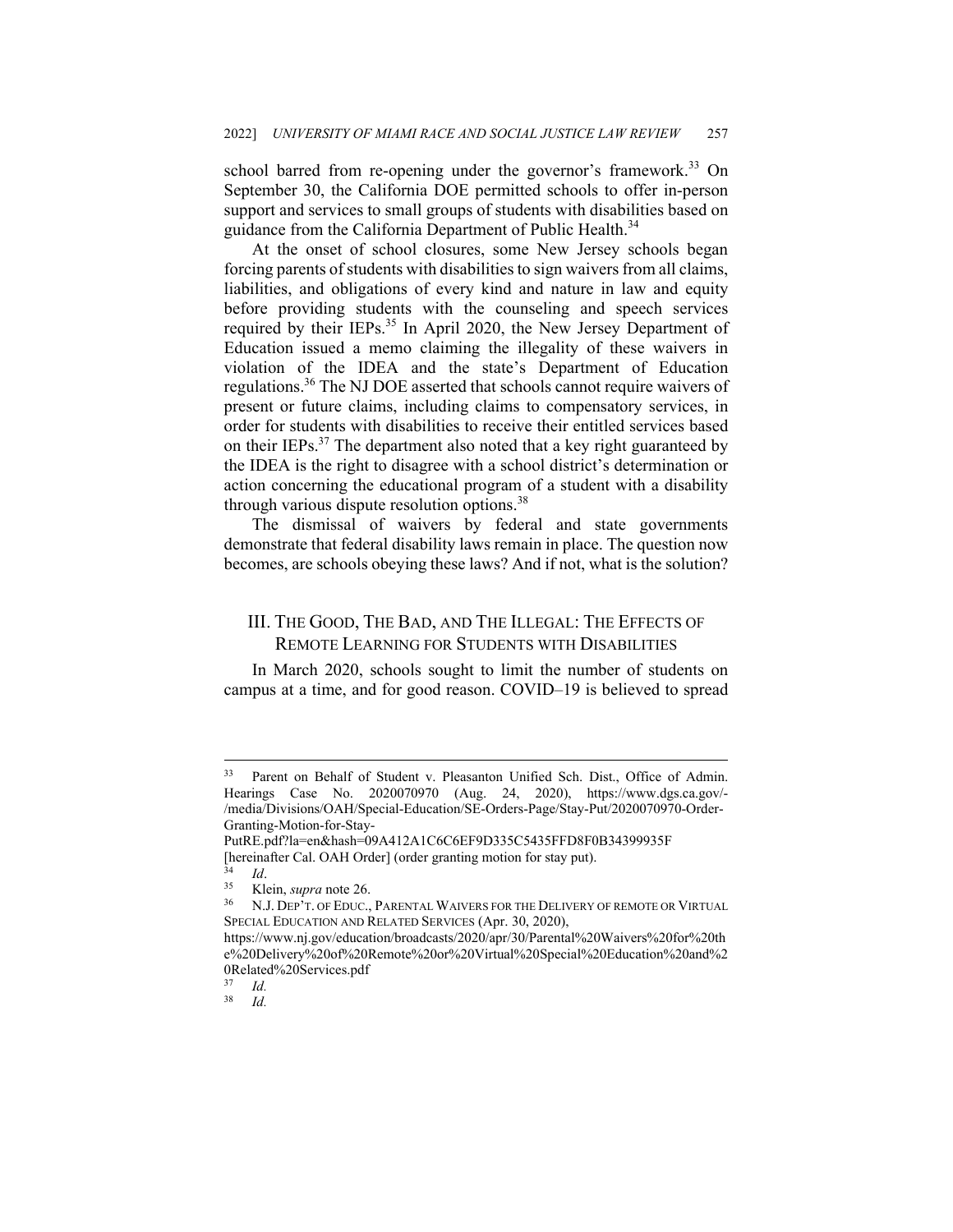school barred from re-opening under the governor's framework.[33] On September 30, the California DOE permitted schools to offer in-person support and services to small groups of students with disabilities based on guidance from the California Department of Public Health.[34]

At the onset of school closures, some New Jersey schools began forcing parents of students with disabilities to sign waivers from all claims, liabilities, and obligations of every kind and nature in law and equity before providing students with the counseling and speech services required by their IEPs.[35] In April 2020, the New Jersey Department of Education issued a memo claiming the illegality of these waivers in violation of the IDEA and the state's Department of Education regulations.[36] The NJ DOE asserted that schools cannot require waivers of present or future claims, including claims to compensatory services, in order for students with disabilities to receive their entitled services based on their IEPs.[37] The department also noted that a key right guaranteed by the IDEA is the right to disagree with a school district's determination or action concerning the educational program of a student with a disability through various dispute resolution options.[38]

The dismissal of waivers by federal and state governments demonstrate that federal disability laws remain in place. The question now becomes, are schools obeying these laws? And if not, what is the solution?

## III. The Good, The Bad, and The Illegal: The Effects of Remote Learning for Students with Disabilities

In March 2020, schools sought to limit the number of students on campus at a time, and for good reason. COVID–19 is believed to spread

---

[33] Parent on Behalf of Student v. Pleasanton Unified Sch. Dist., Office of Admin. Hearings Case No. 2020070970 (Aug. 24, 2020), https://www.dgs.ca.gov/-/media/Divisions/OAH/Special-Education/SE-Orders-Page/Stay-Put/2020070970-Order-Granting-Motion-for-Stay-PutRE.pdf?la=en&hash=09A412A1C6C6EF9D335C5435FFD8F0B34399935F [hereinafter Cal. OAH Order] (order granting motion for stay put).

[34] *Id*.

[35] Klein, *supra* note 26.

[36] N.J. Dep't. of Educ., Parental Waivers for the Delivery of remote or Virtual Special Education and Related Services (Apr. 30, 2020), https://www.nj.gov/education/broadcasts/2020/apr/30/Parental%20Waivers%20for%20the%20Delivery%20of%20Remote%20or%20Virtual%20Special%20Education%20and%20Related%20Services.pdf

[37] *Id.*

[38] *Id.*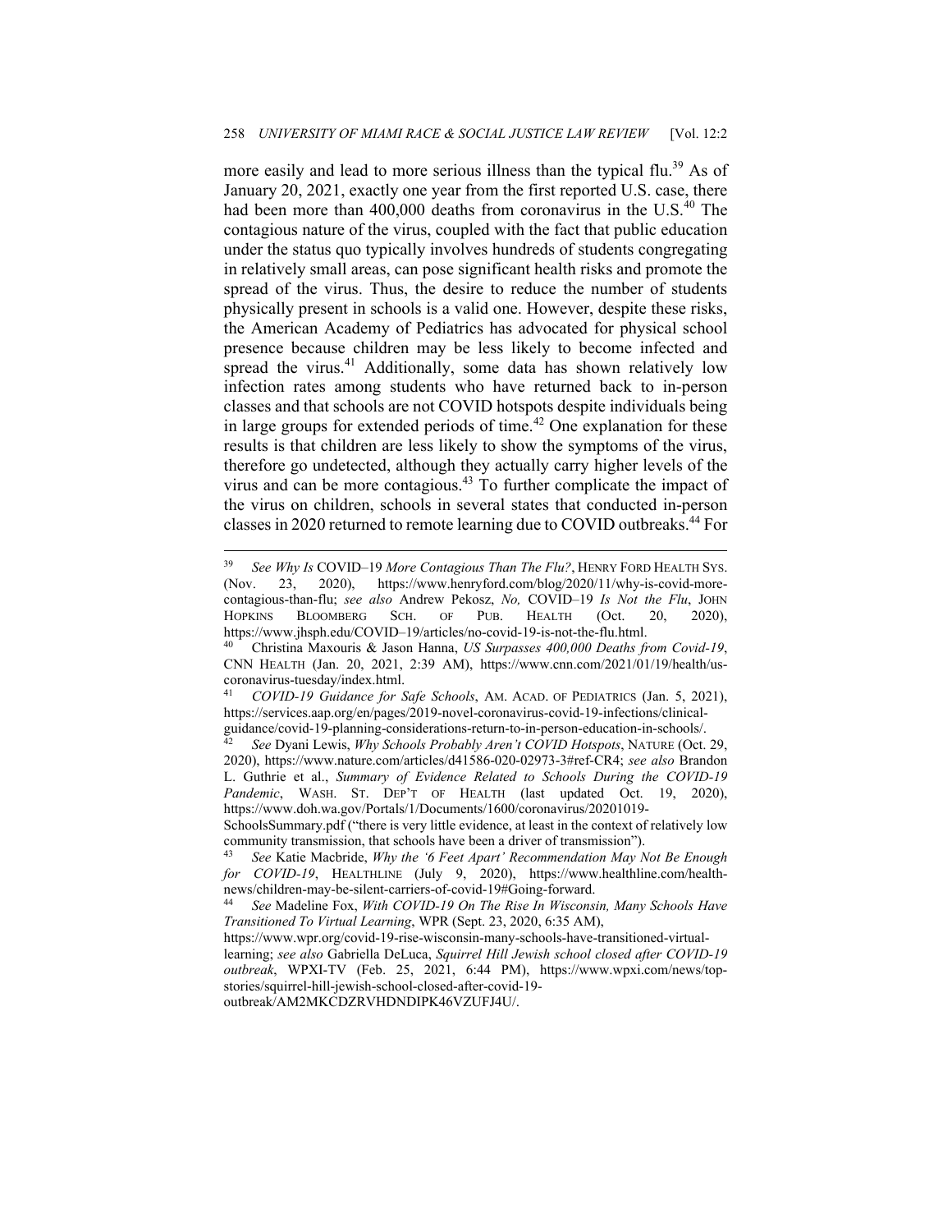more easily and lead to more serious illness than the typical flu.[39] As of January 20, 2021, exactly one year from the first reported U.S. case, there had been more than 400,000 deaths from coronavirus in the U.S.[40] The contagious nature of the virus, coupled with the fact that public education under the status quo typically involves hundreds of students congregating in relatively small areas, can pose significant health risks and promote the spread of the virus. Thus, the desire to reduce the number of students physically present in schools is a valid one. However, despite these risks, the American Academy of Pediatrics has advocated for physical school presence because children may be less likely to become infected and spread the virus.[41] Additionally, some data has shown relatively low infection rates among students who have returned back to in-person classes and that schools are not COVID hotspots despite individuals being in large groups for extended periods of time.[42] One explanation for these results is that children are less likely to show the symptoms of the virus, therefore go undetected, although they actually carry higher levels of the virus and can be more contagious.[43] To further complicate the impact of the virus on children, schools in several states that conducted in-person classes in 2020 returned to remote learning due to COVID outbreaks.[44] For

---

[39] *See Why Is* COVID–19 *More Contagious Than The Flu?*, HENRY FORD HEALTH SYS. (Nov. 23, 2020), https://www.henryford.com/blog/2020/11/why-is-covid-more-contagious-than-flu; *see also* Andrew Pekosz, *No,* COVID–19 *Is Not the Flu*, JOHN HOPKINS BLOOMBERG SCH. OF PUB. HEALTH (Oct. 20, 2020), https://www.jhsph.edu/COVID–19/articles/no-covid-19-is-not-the-flu.html.

[40] Christina Maxouris & Jason Hanna, *US Surpasses 400,000 Deaths from Covid-19*, CNN HEALTH (Jan. 20, 2021, 2:39 AM), https://www.cnn.com/2021/01/19/health/us-coronavirus-tuesday/index.html.

[41] *COVID-19 Guidance for Safe Schools*, AM. ACAD. OF PEDIATRICS (Jan. 5, 2021), https://services.aap.org/en/pages/2019-novel-coronavirus-covid-19-infections/clinical-guidance/covid-19-planning-considerations-return-to-in-person-education-in-schools/.

[42] *See* Dyani Lewis, *Why Schools Probably Aren't COVID Hotspots*, NATURE (Oct. 29, 2020), https://www.nature.com/articles/d41586-020-02973-3#ref-CR4; *see also* Brandon L. Guthrie et al., *Summary of Evidence Related to Schools During the COVID-19 Pandemic*, WASH. ST. DEP'T OF HEALTH (last updated Oct. 19, 2020), https://www.doh.wa.gov/Portals/1/Documents/1600/coronavirus/20201019-SchoolsSummary.pdf ("there is very little evidence, at least in the context of relatively low community transmission, that schools have been a driver of transmission").

[43] *See* Katie Macbride, *Why the '6 Feet Apart' Recommendation May Not Be Enough for COVID-19*, HEALTHLINE (July 9, 2020), https://www.healthline.com/health-news/children-may-be-silent-carriers-of-covid-19#Going-forward.

[44] *See* Madeline Fox, *With COVID-19 On The Rise In Wisconsin, Many Schools Have Transitioned To Virtual Learning*, WPR (Sept. 23, 2020, 6:35 AM), https://www.wpr.org/covid-19-rise-wisconsin-many-schools-have-transitioned-virtual-learning; *see also* Gabriella DeLuca, *Squirrel Hill Jewish school closed after COVID-19 outbreak*, WPXI-TV (Feb. 25, 2021, 6:44 PM), https://www.wpxi.com/news/top-stories/squirrel-hill-jewish-school-closed-after-covid-19-outbreak/AM2MKCDZRVHDNDIPK46VZUFJ4U/.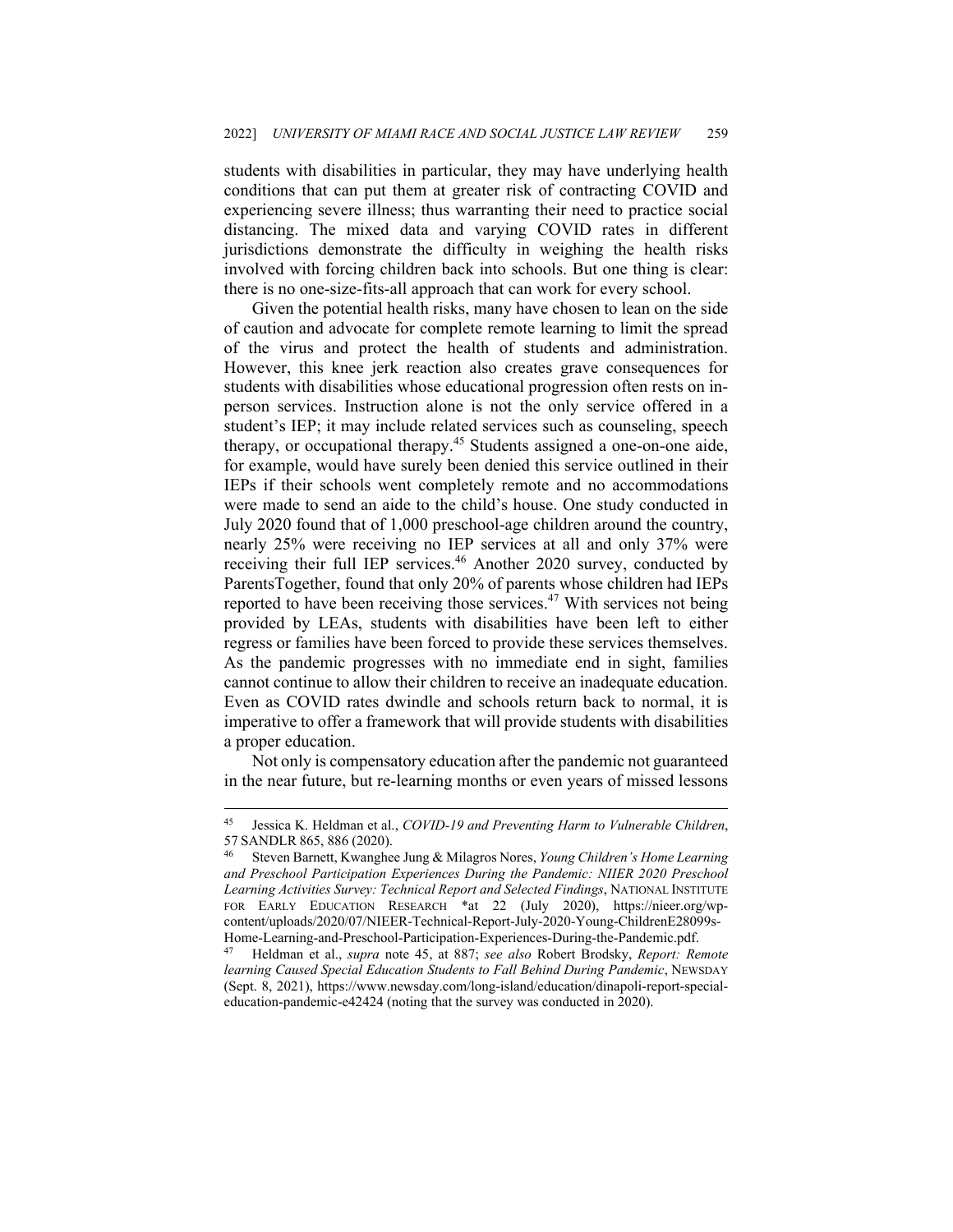students with disabilities in particular, they may have underlying health conditions that can put them at greater risk of contracting COVID and experiencing severe illness; thus warranting their need to practice social distancing. The mixed data and varying COVID rates in different jurisdictions demonstrate the difficulty in weighing the health risks involved with forcing children back into schools. But one thing is clear: there is no one-size-fits-all approach that can work for every school.

Given the potential health risks, many have chosen to lean on the side of caution and advocate for complete remote learning to limit the spread of the virus and protect the health of students and administration. However, this knee jerk reaction also creates grave consequences for students with disabilities whose educational progression often rests on in-person services. Instruction alone is not the only service offered in a student's IEP; it may include related services such as counseling, speech therapy, or occupational therapy.[45] Students assigned a one-on-one aide, for example, would have surely been denied this service outlined in their IEPs if their schools went completely remote and no accommodations were made to send an aide to the child's house. One study conducted in July 2020 found that of 1,000 preschool-age children around the country, nearly 25% were receiving no IEP services at all and only 37% were receiving their full IEP services.[46] Another 2020 survey, conducted by ParentsTogether, found that only 20% of parents whose children had IEPs reported to have been receiving those services.[47] With services not being provided by LEAs, students with disabilities have been left to either regress or families have been forced to provide these services themselves. As the pandemic progresses with no immediate end in sight, families cannot continue to allow their children to receive an inadequate education. Even as COVID rates dwindle and schools return back to normal, it is imperative to offer a framework that will provide students with disabilities a proper education.

Not only is compensatory education after the pandemic not guaranteed in the near future, but re-learning months or even years of missed lessons

---

[45] Jessica K. Heldman et al., *COVID-19 and Preventing Harm to Vulnerable Children*, 57 SANDLR 865, 886 (2020).

[46] Steven Barnett, Kwanghee Jung & Milagros Nores, *Young Children's Home Learning and Preschool Participation Experiences During the Pandemic: NIIER 2020 Preschool Learning Activities Survey: Technical Report and Selected Findings*, NATIONAL INSTITUTE FOR EARLY EDUCATION RESEARCH *at 22 (July 2020), https://nieer.org/wp-content/uploads/2020/07/NIEER-Technical-Report-July-2020-Young-ChildrenE28099s-Home-Learning-and-Preschool-Participation-Experiences-During-the-Pandemic.pdf.

[47] Heldman et al., *supra* note 45, at 887; *see also* Robert Brodsky, *Report: Remote learning Caused Special Education Students to Fall Behind During Pandemic*, NEWSDAY (Sept. 8, 2021), https://www.newsday.com/long-island/education/dinapoli-report-special-education-pandemic-e42424 (noting that the survey was conducted in 2020).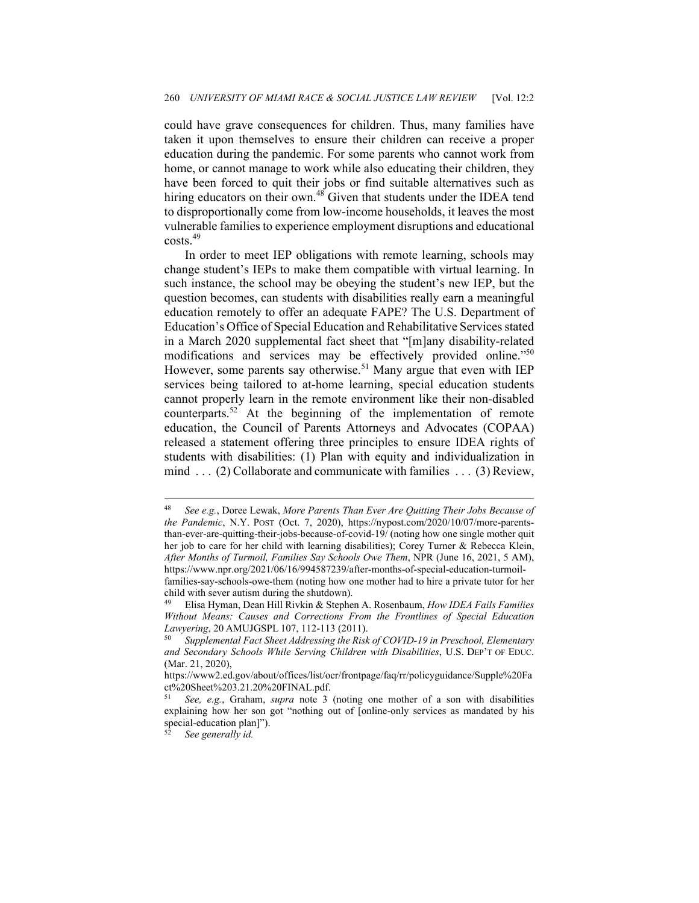could have grave consequences for children. Thus, many families have taken it upon themselves to ensure their children can receive a proper education during the pandemic. For some parents who cannot work from home, or cannot manage to work while also educating their children, they have been forced to quit their jobs or find suitable alternatives such as hiring educators on their own.[48] Given that students under the IDEA tend to disproportionally come from low-income households, it leaves the most vulnerable families to experience employment disruptions and educational costs.[49]

In order to meet IEP obligations with remote learning, schools may change student's IEPs to make them compatible with virtual learning. In such instance, the school may be obeying the student's new IEP, but the question becomes, can students with disabilities really earn a meaningful education remotely to offer an adequate FAPE? The U.S. Department of Education's Office of Special Education and Rehabilitative Services stated in a March 2020 supplemental fact sheet that "[m]any disability-related modifications and services may be effectively provided online."[50] However, some parents say otherwise.[51] Many argue that even with IEP services being tailored to at-home learning, special education students cannot properly learn in the remote environment like their non-disabled counterparts.[52] At the beginning of the implementation of remote education, the Council of Parents Attorneys and Advocates (COPAA) released a statement offering three principles to ensure IDEA rights of students with disabilities: (1) Plan with equity and individualization in mind . . . (2) Collaborate and communicate with families . . . (3) Review,

---

[48] *See e.g.*, Doree Lewak, *More Parents Than Ever Are Quitting Their Jobs Because of the Pandemic*, N.Y. POST (Oct. 7, 2020), https://nypost.com/2020/10/07/more-parents-than-ever-are-quitting-their-jobs-because-of-covid-19/ (noting how one single mother quit her job to care for her child with learning disabilities); Corey Turner & Rebecca Klein, *After Months of Turmoil, Families Say Schools Owe Them*, NPR (June 16, 2021, 5 AM), https://www.npr.org/2021/06/16/994587239/after-months-of-special-education-turmoil-families-say-schools-owe-them (noting how one mother had to hire a private tutor for her child with sever autism during the shutdown).

[49] Elisa Hyman, Dean Hill Rivkin & Stephen A. Rosenbaum, *How IDEA Fails Families Without Means: Causes and Corrections From the Frontlines of Special Education Lawyering*, 20 AMUJGSPL 107, 112-113 (2011).

[50] *Supplemental Fact Sheet Addressing the Risk of COVID-19 in Preschool, Elementary and Secondary Schools While Serving Children with Disabilities*, U.S. DEP'T OF EDUC. (Mar. 21, 2020), https://www2.ed.gov/about/offices/list/ocr/frontpage/faq/rr/policyguidance/Supple%20Fact%20Sheet%203.21.20%20FINAL.pdf.

[51] *See, e.g.*, Graham, *supra* note 3 (noting one mother of a son with disabilities explaining how her son got "nothing out of [online-only services as mandated by his special-education plan]").

[52] *See generally id.*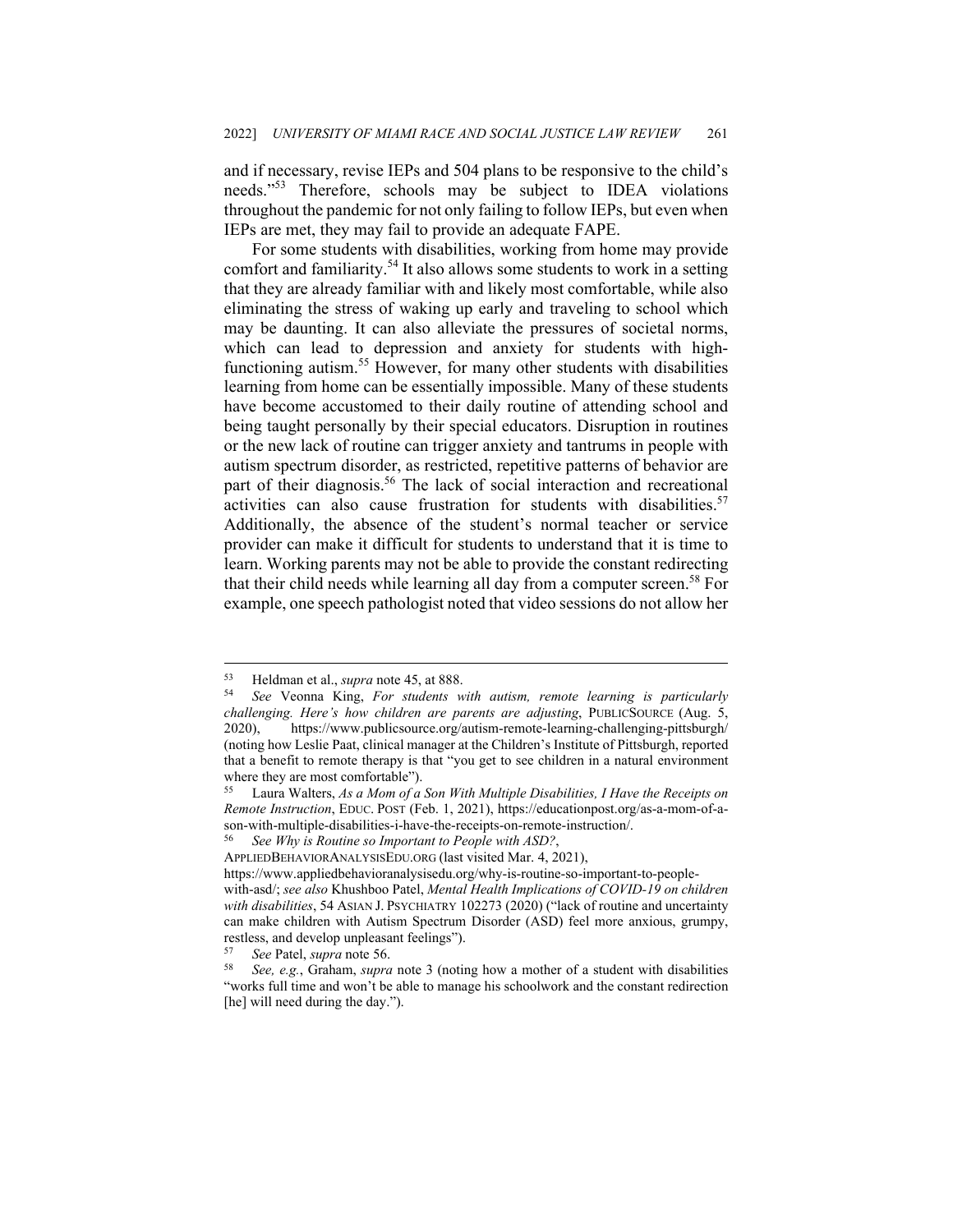and if necessary, revise IEPs and 504 plans to be responsive to the child's needs."[53] Therefore, schools may be subject to IDEA violations throughout the pandemic for not only failing to follow IEPs, but even when IEPs are met, they may fail to provide an adequate FAPE.

For some students with disabilities, working from home may provide comfort and familiarity.[54] It also allows some students to work in a setting that they are already familiar with and likely most comfortable, while also eliminating the stress of waking up early and traveling to school which may be daunting. It can also alleviate the pressures of societal norms, which can lead to depression and anxiety for students with high-functioning autism.[55] However, for many other students with disabilities learning from home can be essentially impossible. Many of these students have become accustomed to their daily routine of attending school and being taught personally by their special educators. Disruption in routines or the new lack of routine can trigger anxiety and tantrums in people with autism spectrum disorder, as restricted, repetitive patterns of behavior are part of their diagnosis.[56] The lack of social interaction and recreational activities can also cause frustration for students with disabilities.[57] Additionally, the absence of the student's normal teacher or service provider can make it difficult for students to understand that it is time to learn. Working parents may not be able to provide the constant redirecting that their child needs while learning all day from a computer screen.[58] For example, one speech pathologist noted that video sessions do not allow her

---

[53] Heldman et al., *supra* note 45, at 888.

[54] *See* Veonna King, *For students with autism, remote learning is particularly challenging. Here's how children are parents are adjusting*, PUBLICSOURCE (Aug. 5, 2020), https://www.publicsource.org/autism-remote-learning-challenging-pittsburgh/ (noting how Leslie Paat, clinical manager at the Children's Institute of Pittsburgh, reported that a benefit to remote therapy is that "you get to see children in a natural environment where they are most comfortable").

[55] Laura Walters, *As a Mom of a Son With Multiple Disabilities, I Have the Receipts on Remote Instruction*, EDUC. POST (Feb. 1, 2021), https://educationpost.org/as-a-mom-of-a-son-with-multiple-disabilities-i-have-the-receipts-on-remote-instruction/.

[56] *See Why is Routine so Important to People with ASD?*, APPLIEDBEHAVIORANALYSISEDU.ORG (last visited Mar. 4, 2021), https://www.appliedbehavioranalysisedu.org/why-is-routine-so-important-to-people-with-asd/; *see also* Khushboo Patel, *Mental Health Implications of COVID-19 on children with disabilities*, 54 ASIAN J. PSYCHIATRY 102273 (2020) ("lack of routine and uncertainty can make children with Autism Spectrum Disorder (ASD) feel more anxious, grumpy, restless, and develop unpleasant feelings").

[57] *See* Patel, *supra* note 56.

[58] *See, e.g.*, Graham, *supra* note 3 (noting how a mother of a student with disabilities "works full time and won't be able to manage his schoolwork and the constant redirection [he] will need during the day.").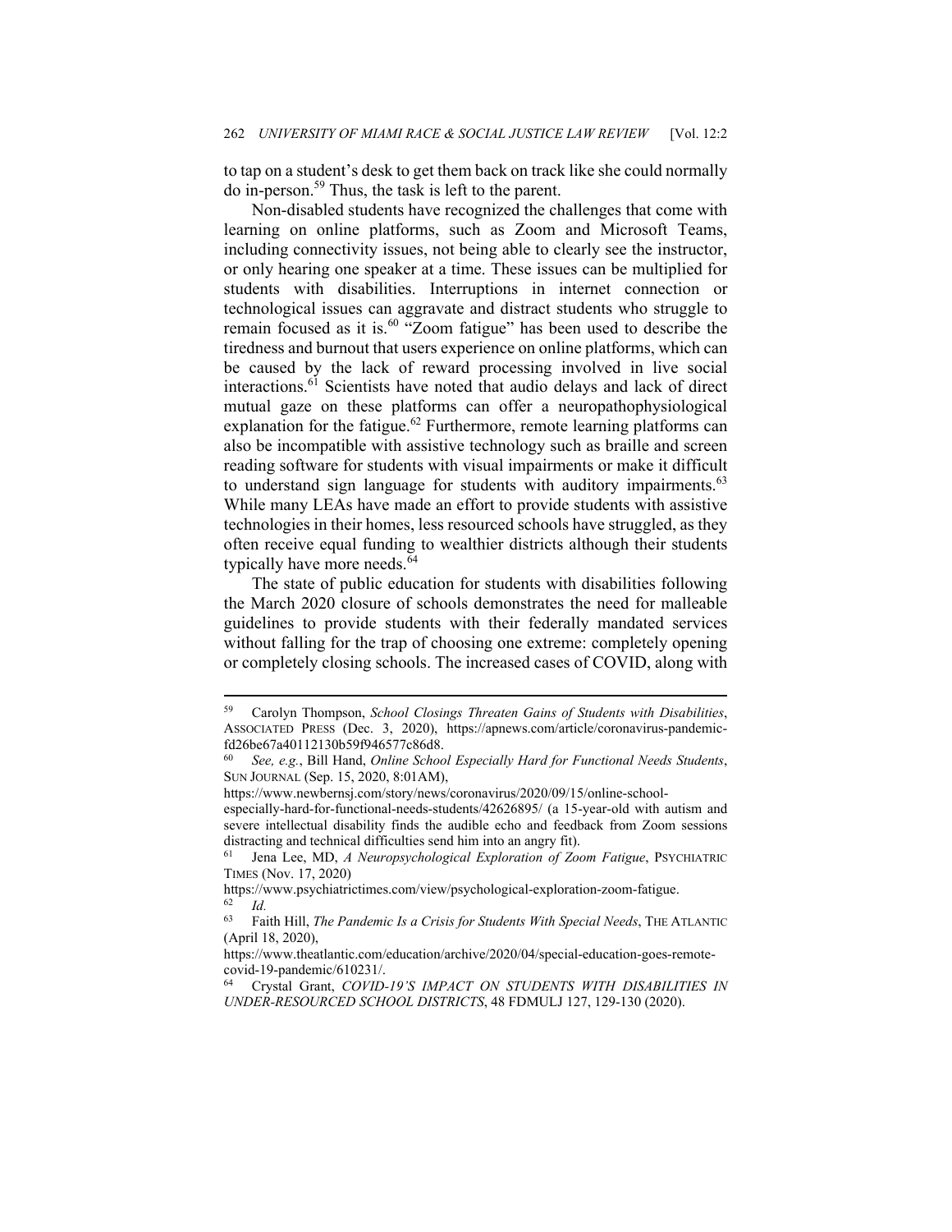to tap on a student's desk to get them back on track like she could normally do in-person.[59] Thus, the task is left to the parent.

Non-disabled students have recognized the challenges that come with learning on online platforms, such as Zoom and Microsoft Teams, including connectivity issues, not being able to clearly see the instructor, or only hearing one speaker at a time. These issues can be multiplied for students with disabilities. Interruptions in internet connection or technological issues can aggravate and distract students who struggle to remain focused as it is.[60] "Zoom fatigue" has been used to describe the tiredness and burnout that users experience on online platforms, which can be caused by the lack of reward processing involved in live social interactions.[61] Scientists have noted that audio delays and lack of direct mutual gaze on these platforms can offer a neuropathophysiological explanation for the fatigue.[62] Furthermore, remote learning platforms can also be incompatible with assistive technology such as braille and screen reading software for students with visual impairments or make it difficult to understand sign language for students with auditory impairments.[63] While many LEAs have made an effort to provide students with assistive technologies in their homes, less resourced schools have struggled, as they often receive equal funding to wealthier districts although their students typically have more needs.[64]

The state of public education for students with disabilities following the March 2020 closure of schools demonstrates the need for malleable guidelines to provide students with their federally mandated services without falling for the trap of choosing one extreme: completely opening or completely closing schools. The increased cases of COVID, along with

---

[59] Carolyn Thompson, *School Closings Threaten Gains of Students with Disabilities*, ASSOCIATED PRESS (Dec. 3, 2020), https://apnews.com/article/coronavirus-pandemic-fd26be67a40112130b59f946577c86d8.

[60] *See, e.g.*, Bill Hand, *Online School Especially Hard for Functional Needs Students*, SUN JOURNAL (Sep. 15, 2020, 8:01AM), https://www.newbernsj.com/story/news/coronavirus/2020/09/15/online-school-especially-hard-for-functional-needs-students/42626895/ (a 15-year-old with autism and severe intellectual disability finds the audible echo and feedback from Zoom sessions distracting and technical difficulties send him into an angry fit).

[61] Jena Lee, MD, *A Neuropsychological Exploration of Zoom Fatigue*, PSYCHIATRIC TIMES (Nov. 17, 2020) https://www.psychiatrictimes.com/view/psychological-exploration-zoom-fatigue.

[62] *Id.*

[63] Faith Hill, *The Pandemic Is a Crisis for Students With Special Needs*, THE ATLANTIC (April 18, 2020), https://www.theatlantic.com/education/archive/2020/04/special-education-goes-remote-covid-19-pandemic/610231/.

[64] Crystal Grant, *COVID-19'S IMPACT ON STUDENTS WITH DISABILITIES IN UNDER-RESOURCED SCHOOL DISTRICTS*, 48 FDMULJ 127, 129-130 (2020).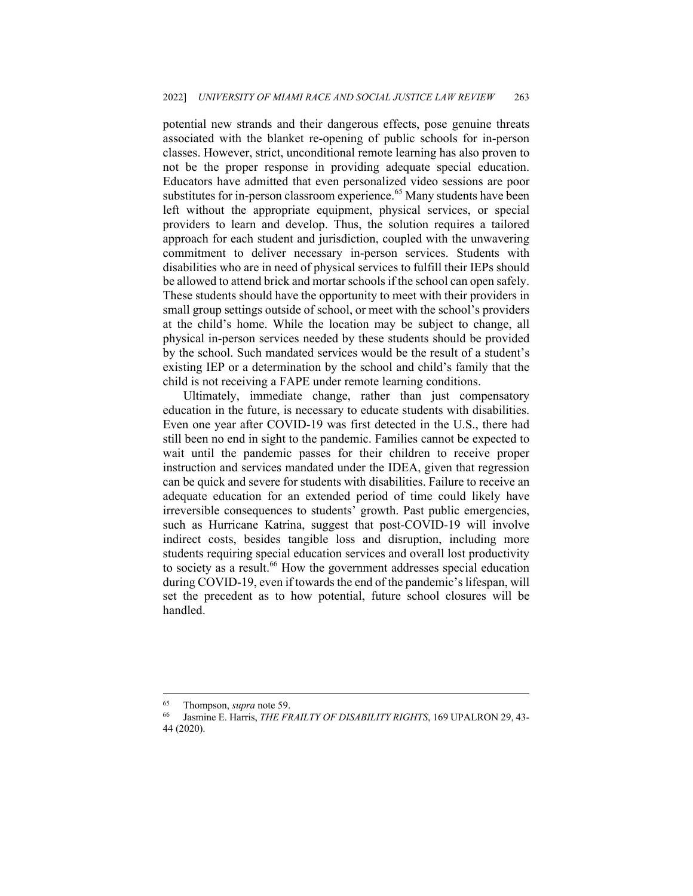potential new strands and their dangerous effects, pose genuine threats associated with the blanket re-opening of public schools for in-person classes. However, strict, unconditional remote learning has also proven to not be the proper response in providing adequate special education. Educators have admitted that even personalized video sessions are poor substitutes for in-person classroom experience.[65] Many students have been left without the appropriate equipment, physical services, or special providers to learn and develop. Thus, the solution requires a tailored approach for each student and jurisdiction, coupled with the unwavering commitment to deliver necessary in-person services. Students with disabilities who are in need of physical services to fulfill their IEPs should be allowed to attend brick and mortar schools if the school can open safely. These students should have the opportunity to meet with their providers in small group settings outside of school, or meet with the school's providers at the child's home. While the location may be subject to change, all physical in-person services needed by these students should be provided by the school. Such mandated services would be the result of a student's existing IEP or a determination by the school and child's family that the child is not receiving a FAPE under remote learning conditions.

Ultimately, immediate change, rather than just compensatory education in the future, is necessary to educate students with disabilities. Even one year after COVID-19 was first detected in the U.S., there had still been no end in sight to the pandemic. Families cannot be expected to wait until the pandemic passes for their children to receive proper instruction and services mandated under the IDEA, given that regression can be quick and severe for students with disabilities. Failure to receive an adequate education for an extended period of time could likely have irreversible consequences to students' growth. Past public emergencies, such as Hurricane Katrina, suggest that post-COVID-19 will involve indirect costs, besides tangible loss and disruption, including more students requiring special education services and overall lost productivity to society as a result.[66] How the government addresses special education during COVID-19, even if towards the end of the pandemic's lifespan, will set the precedent as to how potential, future school closures will be handled.

---

[65] Thompson, *supra* note 59.

[66] Jasmine E. Harris, *THE FRAILTY OF DISABILITY RIGHTS*, 169 UPALRON 29, 43-44 (2020).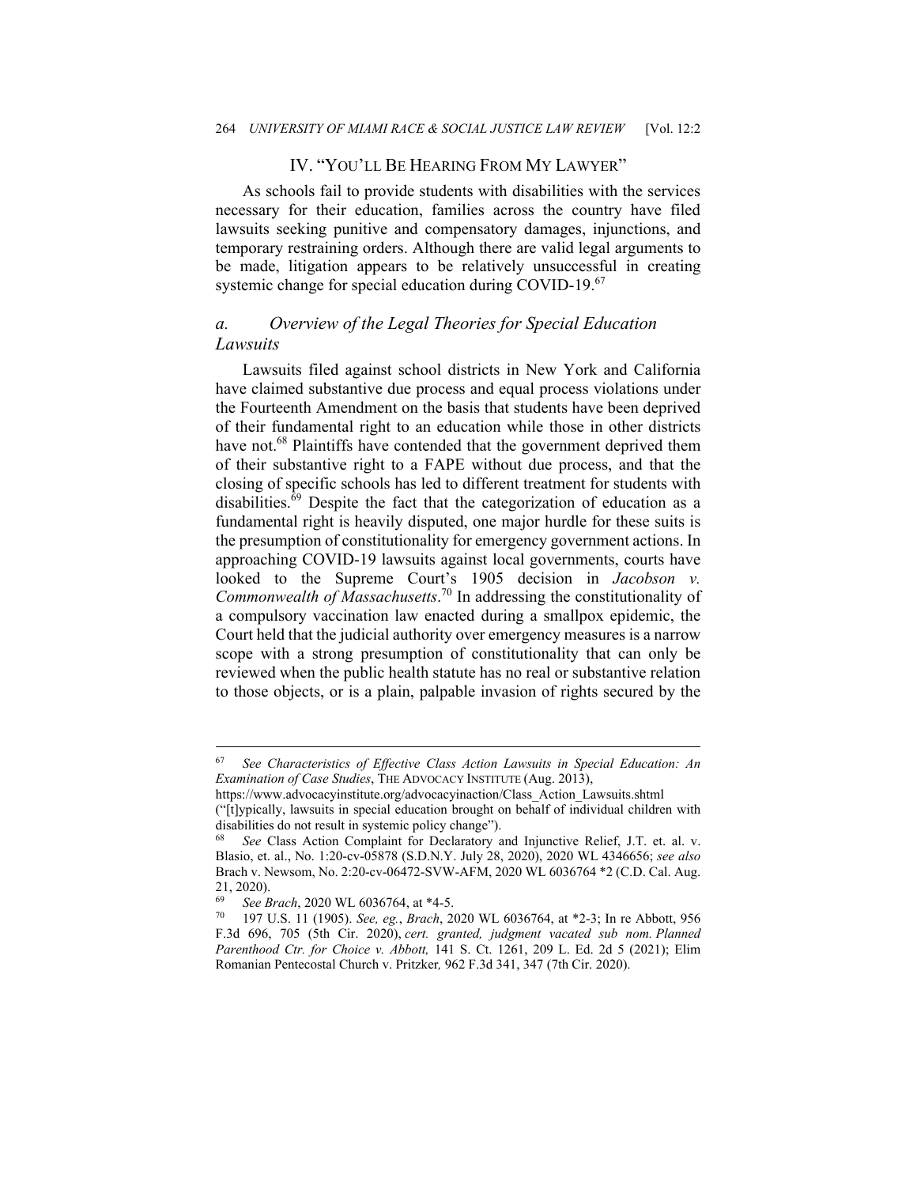## IV. "YOU'LL BE HEARING FROM MY LAWYER"

As schools fail to provide students with disabilities with the services necessary for their education, families across the country have filed lawsuits seeking punitive and compensatory damages, injunctions, and temporary restraining orders. Although there are valid legal arguments to be made, litigation appears to be relatively unsuccessful in creating systemic change for special education during COVID-19.[67]

### *a. Overview of the Legal Theories for Special Education Lawsuits*

Lawsuits filed against school districts in New York and California have claimed substantive due process and equal process violations under the Fourteenth Amendment on the basis that students have been deprived of their fundamental right to an education while those in other districts have not.[68] Plaintiffs have contended that the government deprived them of their substantive right to a FAPE without due process, and that the closing of specific schools has led to different treatment for students with disabilities.[69] Despite the fact that the categorization of education as a fundamental right is heavily disputed, one major hurdle for these suits is the presumption of constitutionality for emergency government actions. In approaching COVID-19 lawsuits against local governments, courts have looked to the Supreme Court's 1905 decision in *Jacobson v. Commonwealth of Massachusetts*.[70] In addressing the constitutionality of a compulsory vaccination law enacted during a smallpox epidemic, the Court held that the judicial authority over emergency measures is a narrow scope with a strong presumption of constitutionality that can only be reviewed when the public health statute has no real or substantive relation to those objects, or is a plain, palpable invasion of rights secured by the

---

[67] *See Characteristics of Effective Class Action Lawsuits in Special Education: An Examination of Case Studies*, THE ADVOCACY INSTITUTE (Aug. 2013), https://www.advocacyinstitute.org/advocacyinaction/Class_Action_Lawsuits.shtml ("[t]ypically, lawsuits in special education brought on behalf of individual children with disabilities do not result in systemic policy change").

[68] *See* Class Action Complaint for Declaratory and Injunctive Relief, J.T. et. al. v. Blasio, et. al., No. 1:20-cv-05878 (S.D.N.Y. July 28, 2020), 2020 WL 4346656; *see also* Brach v. Newsom, No. 2:20-cv-06472-SVW-AFM, 2020 WL 6036764 *2 (C.D. Cal. Aug. 21, 2020).

[69] *See Brach*, 2020 WL 6036764, at *4-5.

[70] 197 U.S. 11 (1905). *See, eg.*, *Brach*, 2020 WL 6036764, at *2-3; In re Abbott, 956 F.3d 696, 705 (5th Cir. 2020), *cert. granted, judgment vacated sub nom. Planned Parenthood Ctr. for Choice v. Abbott,* 141 S. Ct. 1261, 209 L. Ed. 2d 5 (2021); Elim Romanian Pentecostal Church v. Pritzker*,* 962 F.3d 341, 347 (7th Cir. 2020).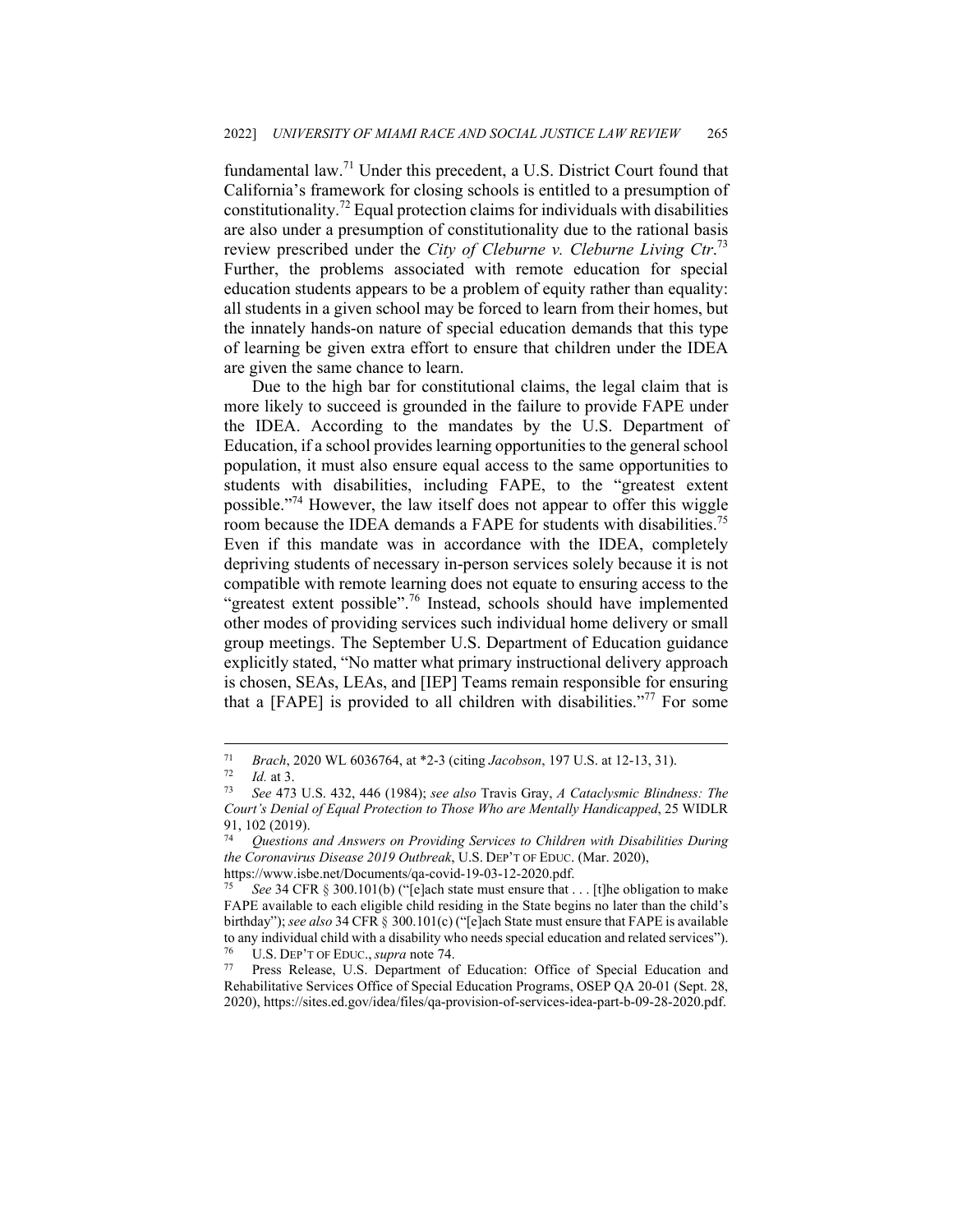fundamental law.[71] Under this precedent, a U.S. District Court found that California's framework for closing schools is entitled to a presumption of constitutionality.[72] Equal protection claims for individuals with disabilities are also under a presumption of constitutionality due to the rational basis review prescribed under the *City of Cleburne v. Cleburne Living Ctr*.[73] Further, the problems associated with remote education for special education students appears to be a problem of equity rather than equality: all students in a given school may be forced to learn from their homes, but the innately hands-on nature of special education demands that this type of learning be given extra effort to ensure that children under the IDEA are given the same chance to learn.

Due to the high bar for constitutional claims, the legal claim that is more likely to succeed is grounded in the failure to provide FAPE under the IDEA. According to the mandates by the U.S. Department of Education, if a school provides learning opportunities to the general school population, it must also ensure equal access to the same opportunities to students with disabilities, including FAPE, to the "greatest extent possible."[74] However, the law itself does not appear to offer this wiggle room because the IDEA demands a FAPE for students with disabilities.[75] Even if this mandate was in accordance with the IDEA, completely depriving students of necessary in-person services solely because it is not compatible with remote learning does not equate to ensuring access to the "greatest extent possible".[76] Instead, schools should have implemented other modes of providing services such individual home delivery or small group meetings. The September U.S. Department of Education guidance explicitly stated, "No matter what primary instructional delivery approach is chosen, SEAs, LEAs, and [IEP] Teams remain responsible for ensuring that a [FAPE] is provided to all children with disabilities."[77] For some

---

[71] *Brach*, 2020 WL 6036764, at *2-3 (citing *Jacobson*, 197 U.S. at 12-13, 31).

[72] *Id.* at 3.

[73] *See* 473 U.S. 432, 446 (1984); *see also* Travis Gray, *A Cataclysmic Blindness: The Court's Denial of Equal Protection to Those Who are Mentally Handicapped*, 25 WIDLR 91, 102 (2019).

[74] *Questions and Answers on Providing Services to Children with Disabilities During the Coronavirus Disease 2019 Outbreak*, U.S. DEP'T OF EDUC. (Mar. 2020), https://www.isbe.net/Documents/qa-covid-19-03-12-2020.pdf.

[75] *See* 34 CFR § 300.101(b) ("[e]ach state must ensure that . . . [t]he obligation to make FAPE available to each eligible child residing in the State begins no later than the child's birthday"); *see also* 34 CFR § 300.101(c) ("[e]ach State must ensure that FAPE is available to any individual child with a disability who needs special education and related services").

[76] U.S. DEP'T OF EDUC., *supra* note 74.

[77] Press Release, U.S. Department of Education: Office of Special Education and Rehabilitative Services Office of Special Education Programs, OSEP QA 20-01 (Sept. 28, 2020), https://sites.ed.gov/idea/files/qa-provision-of-services-idea-part-b-09-28-2020.pdf.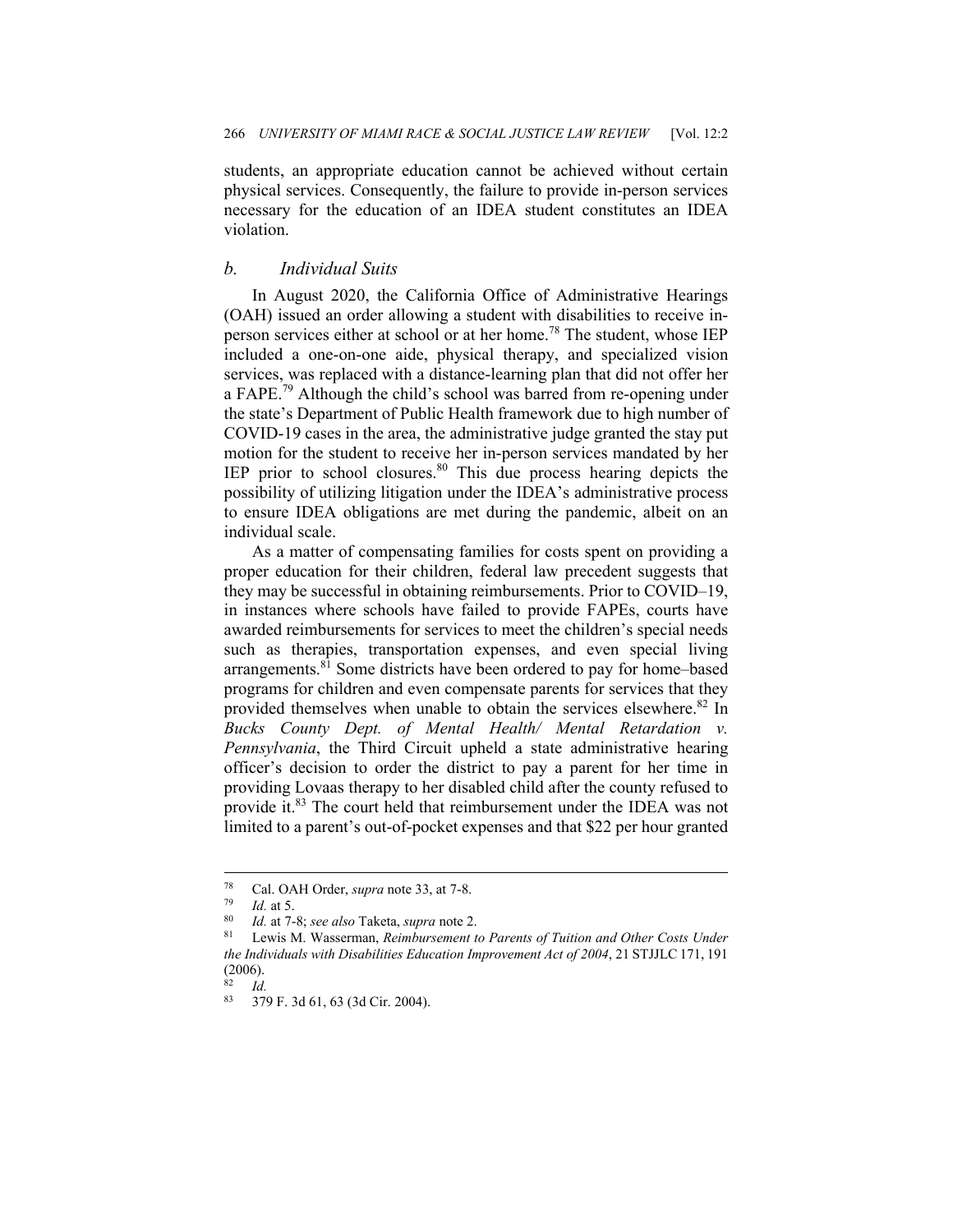students, an appropriate education cannot be achieved without certain physical services. Consequently, the failure to provide in-person services necessary for the education of an IDEA student constitutes an IDEA violation.

### *b. Individual Suits*

In August 2020, the California Office of Administrative Hearings (OAH) issued an order allowing a student with disabilities to receive in-person services either at school or at her home.[78] The student, whose IEP included a one-on-one aide, physical therapy, and specialized vision services, was replaced with a distance-learning plan that did not offer her a FAPE.[79] Although the child's school was barred from re-opening under the state's Department of Public Health framework due to high number of COVID-19 cases in the area, the administrative judge granted the stay put motion for the student to receive her in-person services mandated by her IEP prior to school closures.[80] This due process hearing depicts the possibility of utilizing litigation under the IDEA's administrative process to ensure IDEA obligations are met during the pandemic, albeit on an individual scale.

As a matter of compensating families for costs spent on providing a proper education for their children, federal law precedent suggests that they may be successful in obtaining reimbursements. Prior to COVID–19, in instances where schools have failed to provide FAPEs, courts have awarded reimbursements for services to meet the children's special needs such as therapies, transportation expenses, and even special living arrangements.[81] Some districts have been ordered to pay for home–based programs for children and even compensate parents for services that they provided themselves when unable to obtain the services elsewhere.[82] In *Bucks County Dept. of Mental Health/ Mental Retardation v. Pennsylvania*, the Third Circuit upheld a state administrative hearing officer's decision to order the district to pay a parent for her time in providing Lovaas therapy to her disabled child after the county refused to provide it.[83] The court held that reimbursement under the IDEA was not limited to a parent's out-of-pocket expenses and that $22 per hour granted

---

[78] Cal. OAH Order, *supra* note 33, at 7-8.

[79] *Id.* at 5.

[80] *Id.* at 7-8; *see also* Taketa, *supra* note 2.

[81] Lewis M. Wasserman, *Reimbursement to Parents of Tuition and Other Costs Under the Individuals with Disabilities Education Improvement Act of 2004*, 21 STJJLC 171, 191 (2006).

[82] *Id.*

[83] 379 F. 3d 61, 63 (3d Cir. 2004).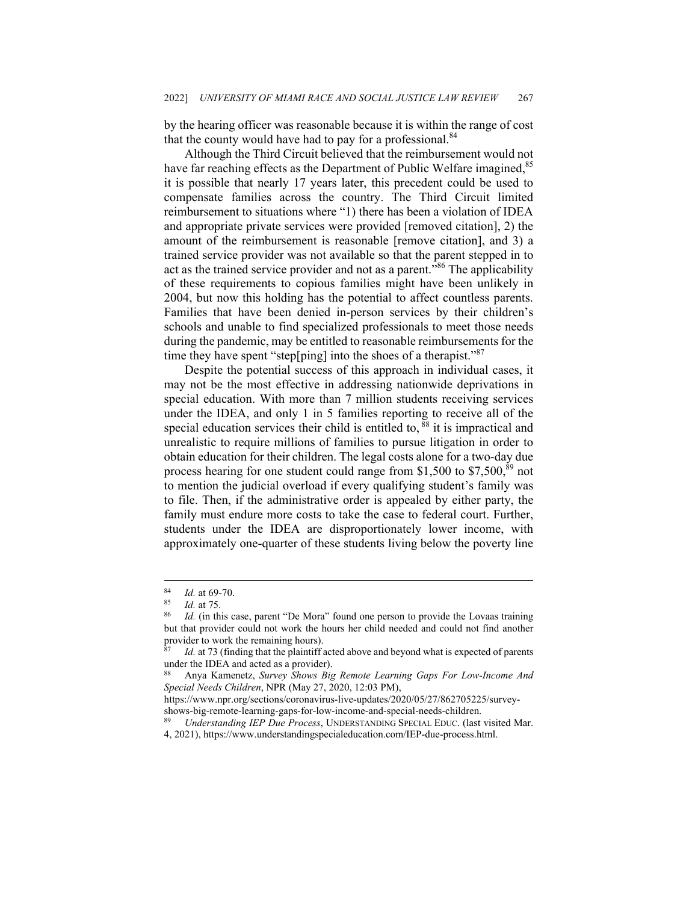by the hearing officer was reasonable because it is within the range of cost that the county would have had to pay for a professional.[84]

Although the Third Circuit believed that the reimbursement would not have far reaching effects as the Department of Public Welfare imagined,[85] it is possible that nearly 17 years later, this precedent could be used to compensate families across the country. The Third Circuit limited reimbursement to situations where "1) there has been a violation of IDEA and appropriate private services were provided [removed citation], 2) the amount of the reimbursement is reasonable [remove citation], and 3) a trained service provider was not available so that the parent stepped in to act as the trained service provider and not as a parent."[86] The applicability of these requirements to copious families might have been unlikely in 2004, but now this holding has the potential to affect countless parents. Families that have been denied in-person services by their children's schools and unable to find specialized professionals to meet those needs during the pandemic, may be entitled to reasonable reimbursements for the time they have spent "step[ping] into the shoes of a therapist."[87]

Despite the potential success of this approach in individual cases, it may not be the most effective in addressing nationwide deprivations in special education. With more than 7 million students receiving services under the IDEA, and only 1 in 5 families reporting to receive all of the special education services their child is entitled to, [88] it is impractical and unrealistic to require millions of families to pursue litigation in order to obtain education for their children. The legal costs alone for a two-day due process hearing for one student could range from $1,500 to $7,500,[89] not to mention the judicial overload if every qualifying student's family was to file. Then, if the administrative order is appealed by either party, the family must endure more costs to take the case to federal court. Further, students under the IDEA are disproportionately lower income, with approximately one-quarter of these students living below the poverty line

---

[84] *Id.* at 69-70.

[85] *Id.* at 75.

[86] *Id.* (in this case, parent "De Mora" found one person to provide the Lovaas training but that provider could not work the hours her child needed and could not find another provider to work the remaining hours).

[87] *Id.* at 73 (finding that the plaintiff acted above and beyond what is expected of parents under the IDEA and acted as a provider).

[88] Anya Kamenetz, *Survey Shows Big Remote Learning Gaps For Low-Income And Special Needs Children*, NPR (May 27, 2020, 12:03 PM), https://www.npr.org/sections/coronavirus-live-updates/2020/05/27/862705225/survey-shows-big-remote-learning-gaps-for-low-income-and-special-needs-children.

[89] *Understanding IEP Due Process*, UNDERSTANDING SPECIAL EDUC. (last visited Mar. 4, 2021), https://www.understandingspecialeducation.com/IEP-due-process.html.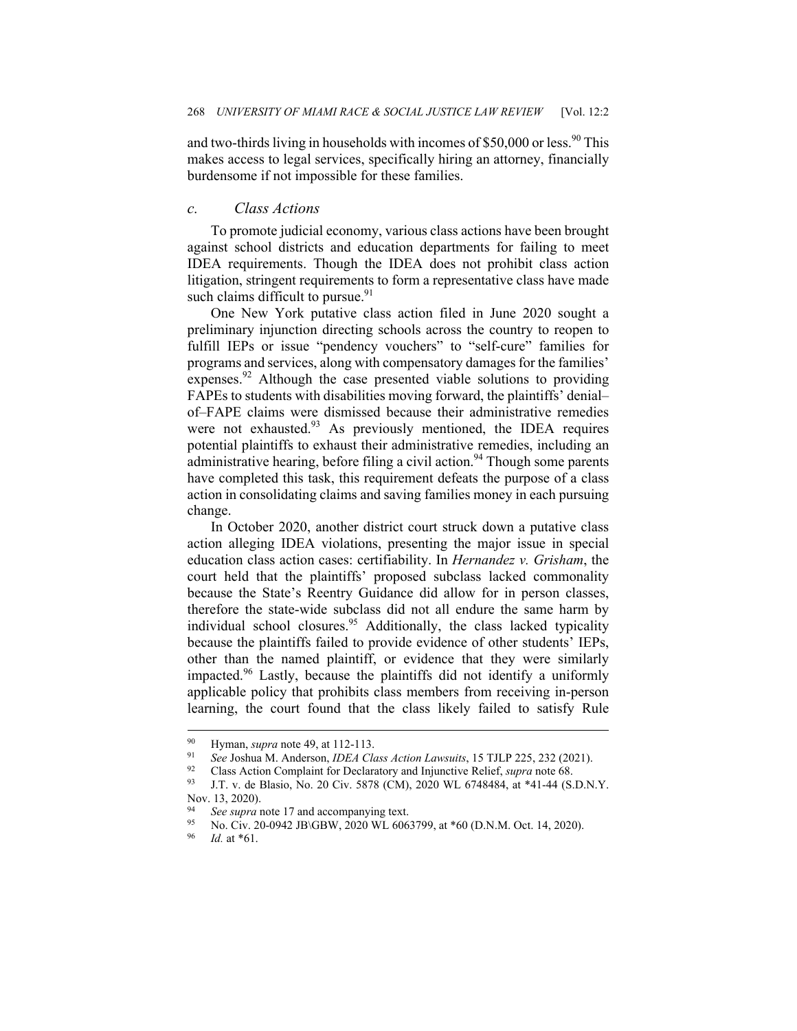and two-thirds living in households with incomes of $50,000 or less.[90] This makes access to legal services, specifically hiring an attorney, financially burdensome if not impossible for these families.

### *c. Class Actions*

To promote judicial economy, various class actions have been brought against school districts and education departments for failing to meet IDEA requirements. Though the IDEA does not prohibit class action litigation, stringent requirements to form a representative class have made such claims difficult to pursue.[91]

One New York putative class action filed in June 2020 sought a preliminary injunction directing schools across the country to reopen to fulfill IEPs or issue "pendency vouchers" to "self-cure" families for programs and services, along with compensatory damages for the families' expenses.[92] Although the case presented viable solutions to providing FAPEs to students with disabilities moving forward, the plaintiffs' denial–of–FAPE claims were dismissed because their administrative remedies were not exhausted.[93] As previously mentioned, the IDEA requires potential plaintiffs to exhaust their administrative remedies, including an administrative hearing, before filing a civil action.[94] Though some parents have completed this task, this requirement defeats the purpose of a class action in consolidating claims and saving families money in each pursuing change.

In October 2020, another district court struck down a putative class action alleging IDEA violations, presenting the major issue in special education class action cases: certifiability. In *Hernandez v. Grisham*, the court held that the plaintiffs' proposed subclass lacked commonality because the State's Reentry Guidance did allow for in person classes, therefore the state-wide subclass did not all endure the same harm by individual school closures.[95] Additionally, the class lacked typicality because the plaintiffs failed to provide evidence of other students' IEPs, other than the named plaintiff, or evidence that they were similarly impacted.[96] Lastly, because the plaintiffs did not identify a uniformly applicable policy that prohibits class members from receiving in-person learning, the court found that the class likely failed to satisfy Rule

---

[90] Hyman, *supra* note 49, at 112-113.

[91] *See* Joshua M. Anderson, *IDEA Class Action Lawsuits*, 15 TJLP 225, 232 (2021).

[92] Class Action Complaint for Declaratory and Injunctive Relief, *supra* note 68.

[93] J.T. v. de Blasio, No. 20 Civ. 5878 (CM), 2020 WL 6748484, at *41-44 (S.D.N.Y. Nov. 13, 2020).

[94] *See supra* note 17 and accompanying text.

[95] No. Civ. 20-0942 JB\GBW, 2020 WL 6063799, at *60 (D.N.M. Oct. 14, 2020).

[96] *Id.* at *61.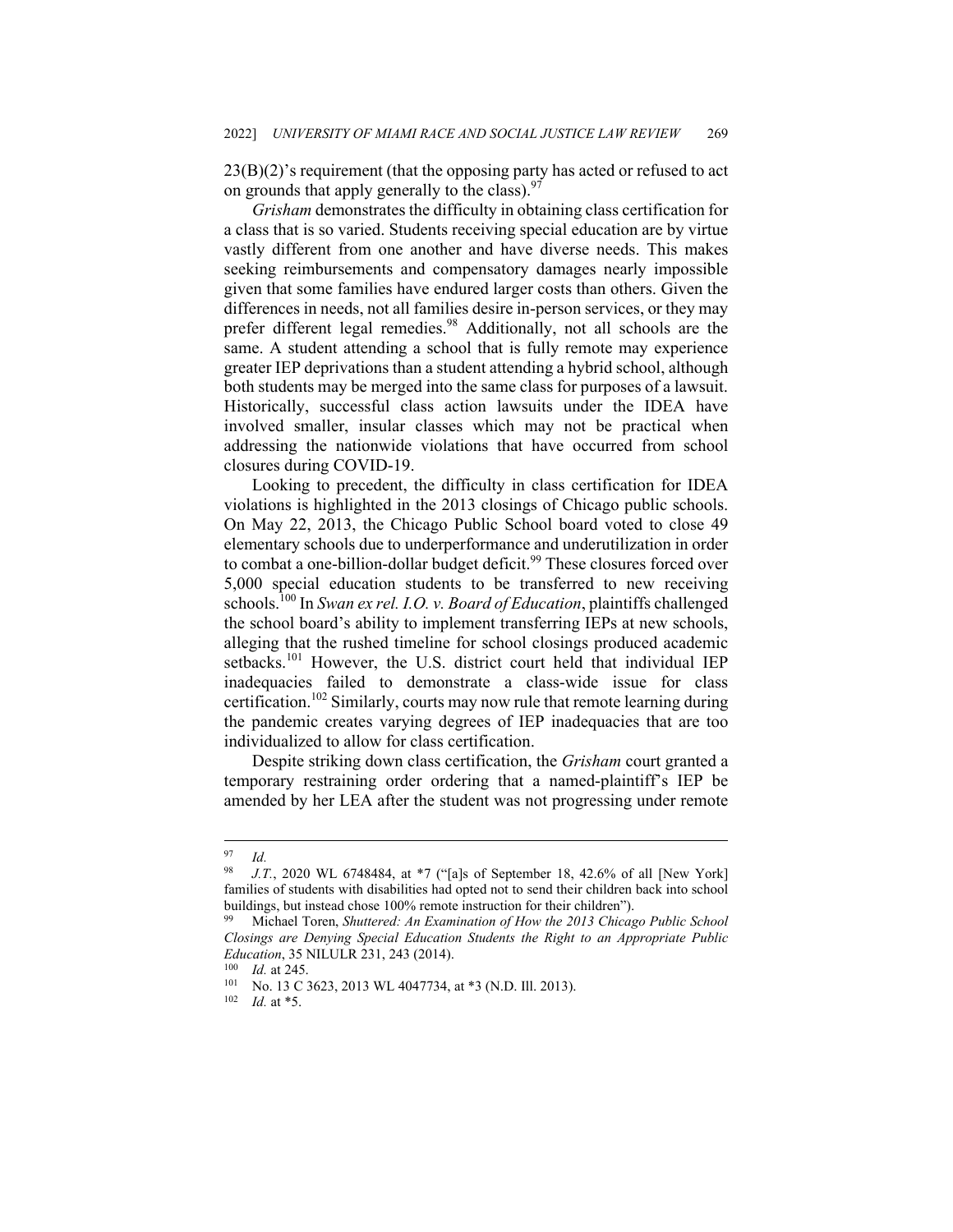23(B)(2)'s requirement (that the opposing party has acted or refused to act on grounds that apply generally to the class).[97]

*Grisham* demonstrates the difficulty in obtaining class certification for a class that is so varied. Students receiving special education are by virtue vastly different from one another and have diverse needs. This makes seeking reimbursements and compensatory damages nearly impossible given that some families have endured larger costs than others. Given the differences in needs, not all families desire in-person services, or they may prefer different legal remedies.[98] Additionally, not all schools are the same. A student attending a school that is fully remote may experience greater IEP deprivations than a student attending a hybrid school, although both students may be merged into the same class for purposes of a lawsuit. Historically, successful class action lawsuits under the IDEA have involved smaller, insular classes which may not be practical when addressing the nationwide violations that have occurred from school closures during COVID-19.

Looking to precedent, the difficulty in class certification for IDEA violations is highlighted in the 2013 closings of Chicago public schools. On May 22, 2013, the Chicago Public School board voted to close 49 elementary schools due to underperformance and underutilization in order to combat a one-billion-dollar budget deficit.[99] These closures forced over 5,000 special education students to be transferred to new receiving schools.[100] In *Swan ex rel. I.O. v. Board of Education*, plaintiffs challenged the school board's ability to implement transferring IEPs at new schools, alleging that the rushed timeline for school closings produced academic setbacks.[101] However, the U.S. district court held that individual IEP inadequacies failed to demonstrate a class-wide issue for class certification.[102] Similarly, courts may now rule that remote learning during the pandemic creates varying degrees of IEP inadequacies that are too individualized to allow for class certification.

Despite striking down class certification, the *Grisham* court granted a temporary restraining order ordering that a named-plaintiff's IEP be amended by her LEA after the student was not progressing under remote

---

[97] *Id.*

[98] *J.T.*, 2020 WL 6748484, at *7 ("[a]s of September 18, 42.6% of all [New York] families of students with disabilities had opted not to send their children back into school buildings, but instead chose 100% remote instruction for their children").

[99] Michael Toren, *Shuttered: An Examination of How the 2013 Chicago Public School Closings are Denying Special Education Students the Right to an Appropriate Public Education*, 35 NILULR 231, 243 (2014).

[100] *Id.* at 245.

[101] No. 13 C 3623, 2013 WL 4047734, at *3 (N.D. Ill. 2013).

[102] *Id.* at *5.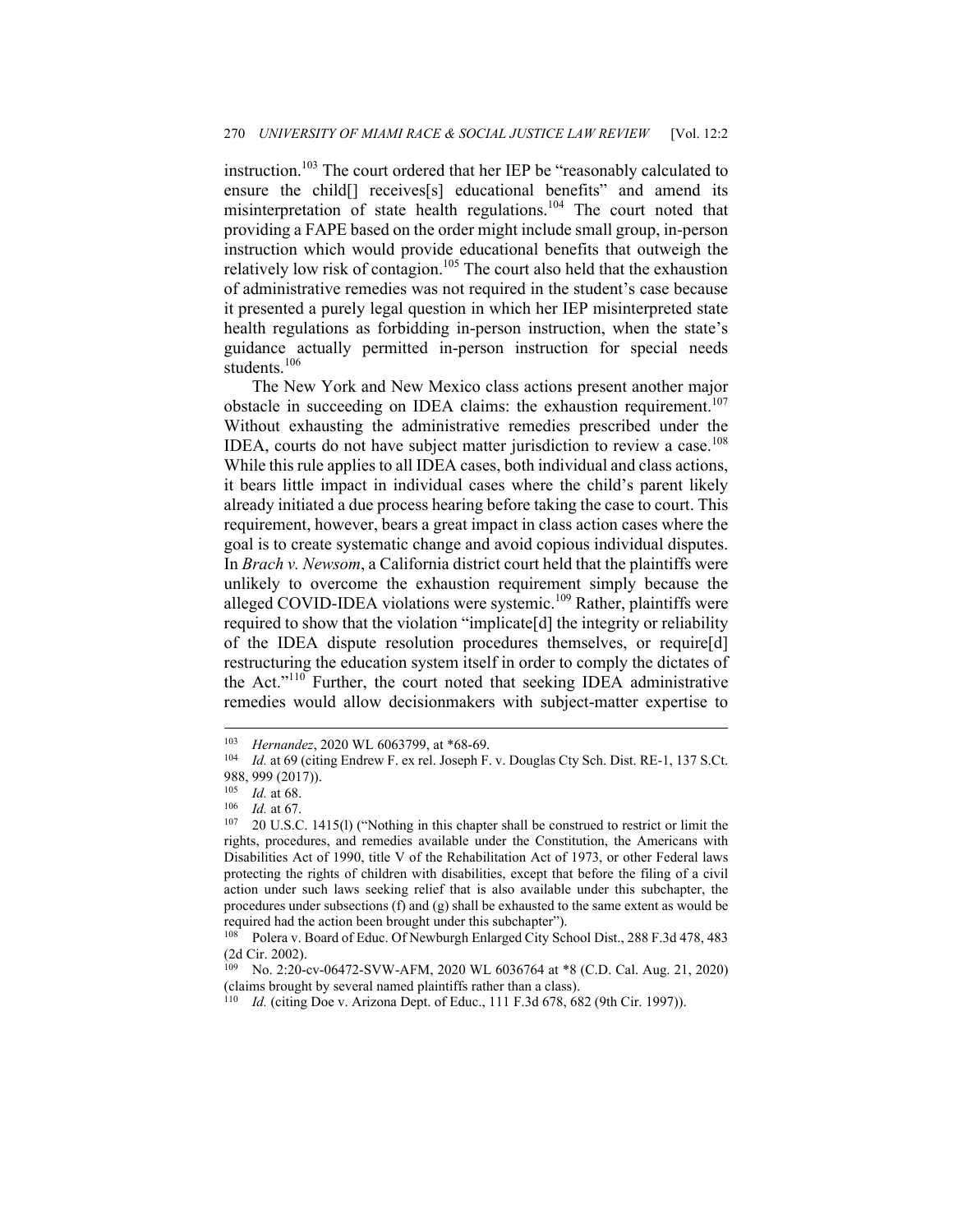instruction.[103] The court ordered that her IEP be "reasonably calculated to ensure the child[] receives[s] educational benefits" and amend its misinterpretation of state health regulations.[104] The court noted that providing a FAPE based on the order might include small group, in-person instruction which would provide educational benefits that outweigh the relatively low risk of contagion.[105] The court also held that the exhaustion of administrative remedies was not required in the student's case because it presented a purely legal question in which her IEP misinterpreted state health regulations as forbidding in-person instruction, when the state's guidance actually permitted in-person instruction for special needs students.[106]

The New York and New Mexico class actions present another major obstacle in succeeding on IDEA claims: the exhaustion requirement.[107] Without exhausting the administrative remedies prescribed under the IDEA, courts do not have subject matter jurisdiction to review a case.[108] While this rule applies to all IDEA cases, both individual and class actions, it bears little impact in individual cases where the child's parent likely already initiated a due process hearing before taking the case to court. This requirement, however, bears a great impact in class action cases where the goal is to create systematic change and avoid copious individual disputes. In *Brach v. Newsom*, a California district court held that the plaintiffs were unlikely to overcome the exhaustion requirement simply because the alleged COVID-IDEA violations were systemic.[109] Rather, plaintiffs were required to show that the violation "implicate[d] the integrity or reliability of the IDEA dispute resolution procedures themselves, or require[d] restructuring the education system itself in order to comply the dictates of the Act."[110] Further, the court noted that seeking IDEA administrative remedies would allow decisionmakers with subject-matter expertise to

---

[103] *Hernandez*, 2020 WL 6063799, at *68-69.

[104] *Id.* at 69 (citing Endrew F. ex rel. Joseph F. v. Douglas Cty Sch. Dist. RE-1, 137 S.Ct. 988, 999 (2017)).

[105] *Id.* at 68.

[106] *Id.* at 67.

[107] 20 U.S.C. 1415(l) ("Nothing in this chapter shall be construed to restrict or limit the rights, procedures, and remedies available under the Constitution, the Americans with Disabilities Act of 1990, title V of the Rehabilitation Act of 1973, or other Federal laws protecting the rights of children with disabilities, except that before the filing of a civil action under such laws seeking relief that is also available under this subchapter, the procedures under subsections (f) and (g) shall be exhausted to the same extent as would be required had the action been brought under this subchapter").

[108] Polera v. Board of Educ. Of Newburgh Enlarged City School Dist., 288 F.3d 478, 483 (2d Cir. 2002).

[109] No. 2:20-cv-06472-SVW-AFM, 2020 WL 6036764 at *8 (C.D. Cal. Aug. 21, 2020) (claims brought by several named plaintiffs rather than a class).

[110] *Id.* (citing Doe v. Arizona Dept. of Educ., 111 F.3d 678, 682 (9th Cir. 1997)).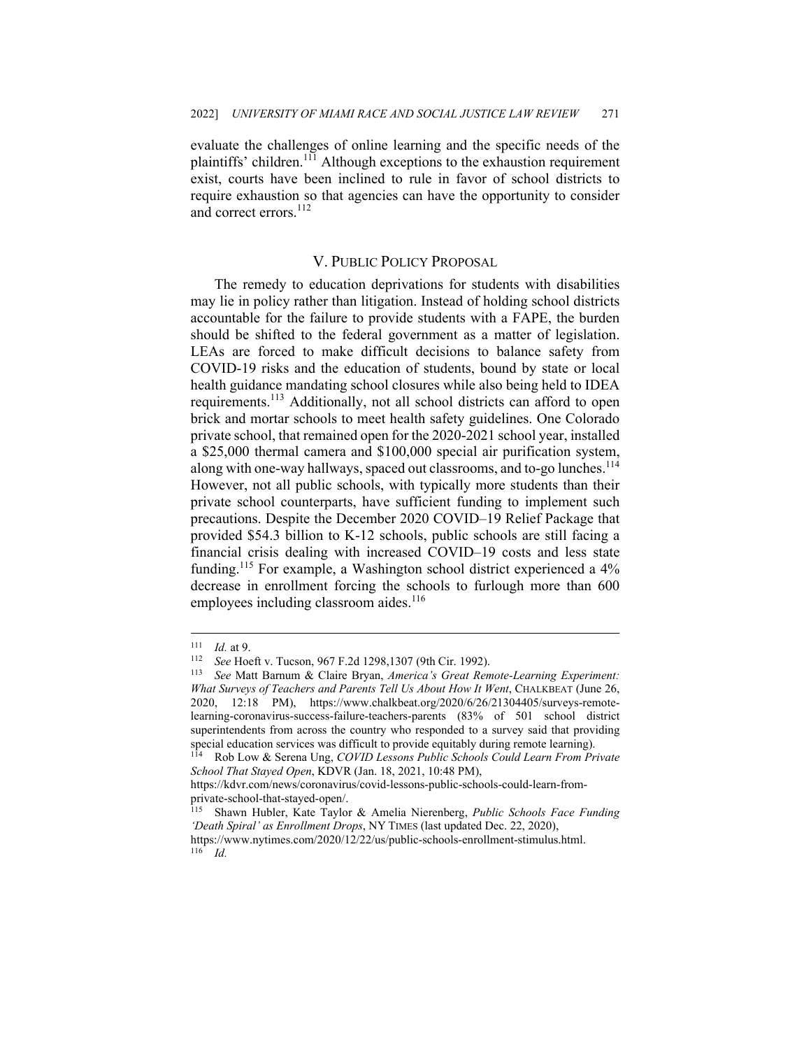evaluate the challenges of online learning and the specific needs of the plaintiffs' children.[111] Although exceptions to the exhaustion requirement exist, courts have been inclined to rule in favor of school districts to require exhaustion so that agencies can have the opportunity to consider and correct errors.[112]

## V. PUBLIC POLICY PROPOSAL

The remedy to education deprivations for students with disabilities may lie in policy rather than litigation. Instead of holding school districts accountable for the failure to provide students with a FAPE, the burden should be shifted to the federal government as a matter of legislation. LEAs are forced to make difficult decisions to balance safety from COVID-19 risks and the education of students, bound by state or local health guidance mandating school closures while also being held to IDEA requirements.[113] Additionally, not all school districts can afford to open brick and mortar schools to meet health safety guidelines. One Colorado private school, that remained open for the 2020-2021 school year, installed a $25,000 thermal camera and $100,000 special air purification system, along with one-way hallways, spaced out classrooms, and to-go lunches.[114] However, not all public schools, with typically more students than their private school counterparts, have sufficient funding to implement such precautions. Despite the December 2020 COVID–19 Relief Package that provided $54.3 billion to K-12 schools, public schools are still facing a financial crisis dealing with increased COVID–19 costs and less state funding.[115] For example, a Washington school district experienced a 4% decrease in enrollment forcing the schools to furlough more than 600 employees including classroom aides.[116]

---

[111] *Id.* at 9.

[112] *See* Hoeft v. Tucson, 967 F.2d 1298,1307 (9th Cir. 1992).

[113] *See* Matt Barnum & Claire Bryan, *America's Great Remote-Learning Experiment: What Surveys of Teachers and Parents Tell Us About How It Went*, CHALKBEAT (June 26, 2020, 12:18 PM), https://www.chalkbeat.org/2020/6/26/21304405/surveys-remote-learning-coronavirus-success-failure-teachers-parents (83% of 501 school district superintendents from across the country who responded to a survey said that providing special education services was difficult to provide equitably during remote learning).

[114] Rob Low & Serena Ung, *COVID Lessons Public Schools Could Learn From Private School That Stayed Open*, KDVR (Jan. 18, 2021, 10:48 PM), https://kdvr.com/news/coronavirus/covid-lessons-public-schools-could-learn-from-private-school-that-stayed-open/.

[115] Shawn Hubler, Kate Taylor & Amelia Nierenberg, *Public Schools Face Funding 'Death Spiral' as Enrollment Drops*, NY TIMES (last updated Dec. 22, 2020), https://www.nytimes.com/2020/12/22/us/public-schools-enrollment-stimulus.html.

[116] *Id.*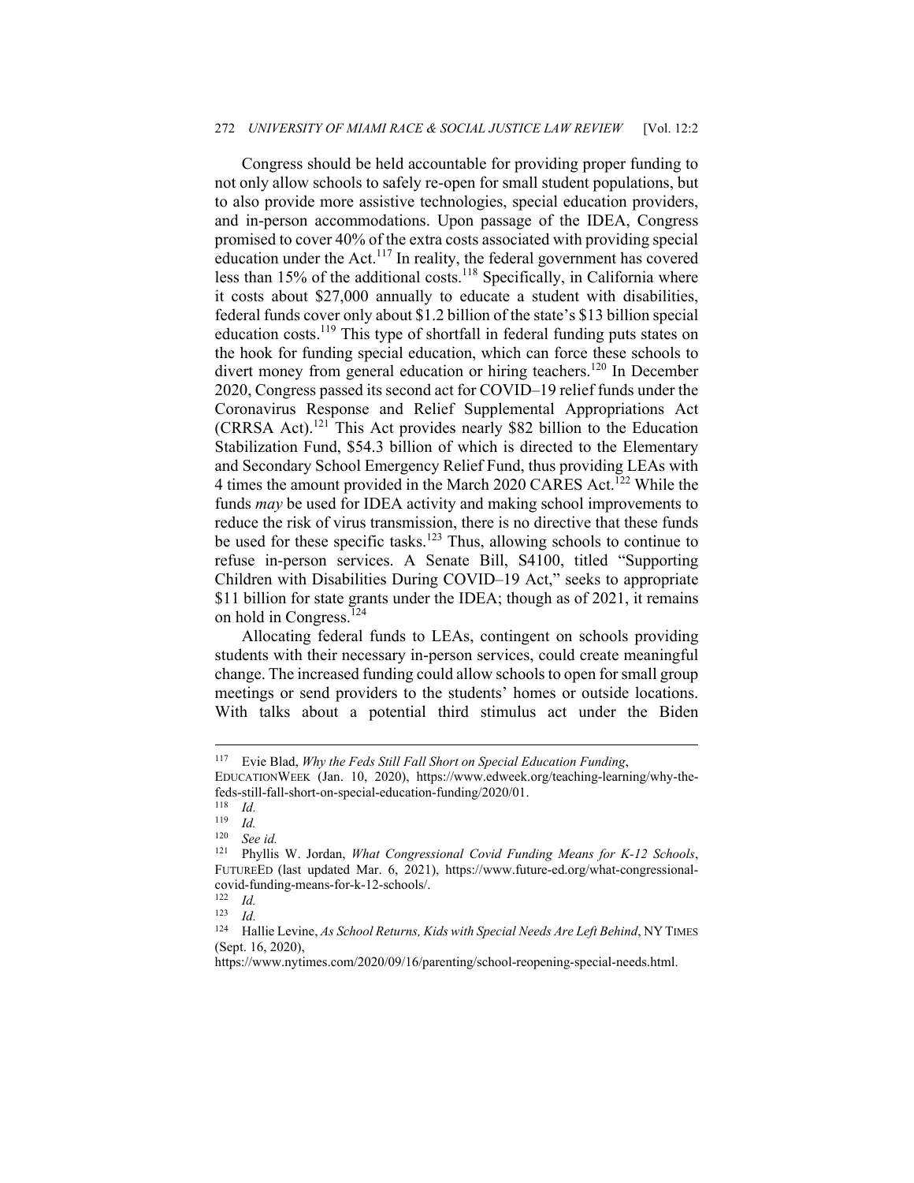Congress should be held accountable for providing proper funding to not only allow schools to safely re-open for small student populations, but to also provide more assistive technologies, special education providers, and in-person accommodations. Upon passage of the IDEA, Congress promised to cover 40% of the extra costs associated with providing special education under the Act.[117] In reality, the federal government has covered less than 15% of the additional costs.[118] Specifically, in California where it costs about $27,000 annually to educate a student with disabilities, federal funds cover only about $1.2 billion of the state's $13 billion special education costs.[119] This type of shortfall in federal funding puts states on the hook for funding special education, which can force these schools to divert money from general education or hiring teachers.[120] In December 2020, Congress passed its second act for COVID–19 relief funds under the Coronavirus Response and Relief Supplemental Appropriations Act (CRRSA Act).[121] This Act provides nearly $82 billion to the Education Stabilization Fund, $54.3 billion of which is directed to the Elementary and Secondary School Emergency Relief Fund, thus providing LEAs with 4 times the amount provided in the March 2020 CARES Act.[122] While the funds *may* be used for IDEA activity and making school improvements to reduce the risk of virus transmission, there is no directive that these funds be used for these specific tasks.[123] Thus, allowing schools to continue to refuse in-person services. A Senate Bill, S4100, titled "Supporting Children with Disabilities During COVID–19 Act," seeks to appropriate $11 billion for state grants under the IDEA; though as of 2021, it remains on hold in Congress.[124]

Allocating federal funds to LEAs, contingent on schools providing students with their necessary in-person services, could create meaningful change. The increased funding could allow schools to open for small group meetings or send providers to the students' homes or outside locations. With talks about a potential third stimulus act under the Biden

---

[117] Evie Blad, *Why the Feds Still Fall Short on Special Education Funding*, EDUCATIONWEEK (Jan. 10, 2020), https://www.edweek.org/teaching-learning/why-the-feds-still-fall-short-on-special-education-funding/2020/01.

[118] *Id.*

[119] *Id.*

[120] *See id.*

[121] Phyllis W. Jordan, *What Congressional Covid Funding Means for K-12 Schools*, FUTUREED (last updated Mar. 6, 2021), https://www.future-ed.org/what-congressional-covid-funding-means-for-k-12-schools/.

[122] *Id.*

[123] *Id.*

[124] Hallie Levine, *As School Returns, Kids with Special Needs Are Left Behind*, NY TIMES (Sept. 16, 2020), https://www.nytimes.com/2020/09/16/parenting/school-reopening-special-needs.html.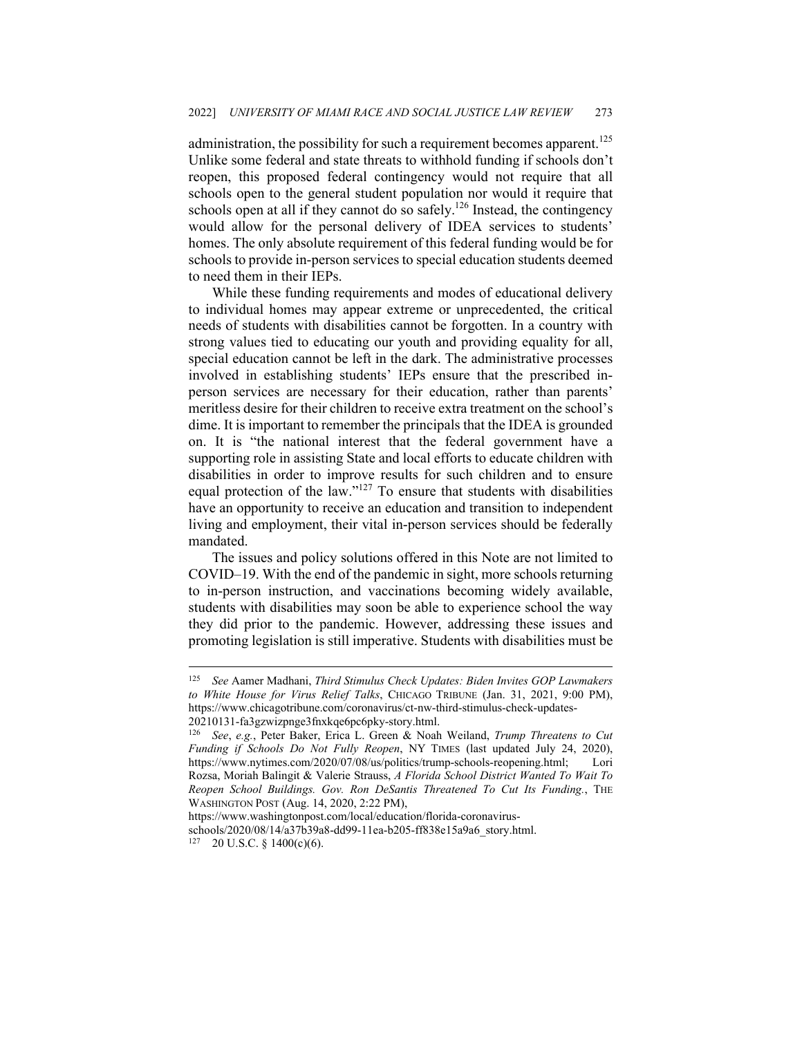administration, the possibility for such a requirement becomes apparent.[125] Unlike some federal and state threats to withhold funding if schools don't reopen, this proposed federal contingency would not require that all schools open to the general student population nor would it require that schools open at all if they cannot do so safely.[126] Instead, the contingency would allow for the personal delivery of IDEA services to students' homes. The only absolute requirement of this federal funding would be for schools to provide in-person services to special education students deemed to need them in their IEPs.

While these funding requirements and modes of educational delivery to individual homes may appear extreme or unprecedented, the critical needs of students with disabilities cannot be forgotten. In a country with strong values tied to educating our youth and providing equality for all, special education cannot be left in the dark. The administrative processes involved in establishing students' IEPs ensure that the prescribed in-person services are necessary for their education, rather than parents' meritless desire for their children to receive extra treatment on the school's dime. It is important to remember the principals that the IDEA is grounded on. It is "the national interest that the federal government have a supporting role in assisting State and local efforts to educate children with disabilities in order to improve results for such children and to ensure equal protection of the law."[127] To ensure that students with disabilities have an opportunity to receive an education and transition to independent living and employment, their vital in-person services should be federally mandated.

The issues and policy solutions offered in this Note are not limited to COVID–19. With the end of the pandemic in sight, more schools returning to in-person instruction, and vaccinations becoming widely available, students with disabilities may soon be able to experience school the way they did prior to the pandemic. However, addressing these issues and promoting legislation is still imperative. Students with disabilities must be

---

[125] *See* Aamer Madhani, *Third Stimulus Check Updates: Biden Invites GOP Lawmakers to White House for Virus Relief Talks*, CHICAGO TRIBUNE (Jan. 31, 2021, 9:00 PM), https://www.chicagotribune.com/coronavirus/ct-nw-third-stimulus-check-updates-20210131-fa3gzwizpnge3fnxkqe6pc6pky-story.html.

[126] *See*, *e.g.*, Peter Baker, Erica L. Green & Noah Weiland, *Trump Threatens to Cut Funding if Schools Do Not Fully Reopen*, NY TIMES (last updated July 24, 2020), https://www.nytimes.com/2020/07/08/us/politics/trump-schools-reopening.html; Lori Rozsa, Moriah Balingit & Valerie Strauss, *A Florida School District Wanted To Wait To Reopen School Buildings. Gov. Ron DeSantis Threatened To Cut Its Funding.*, THE WASHINGTON POST (Aug. 14, 2020, 2:22 PM), https://www.washingtonpost.com/local/education/florida-coronavirus-schools/2020/08/14/a37b39a8-dd99-11ea-b205-ff838e15a9a6_story.html.

[127] 20 U.S.C. § 1400(c)(6).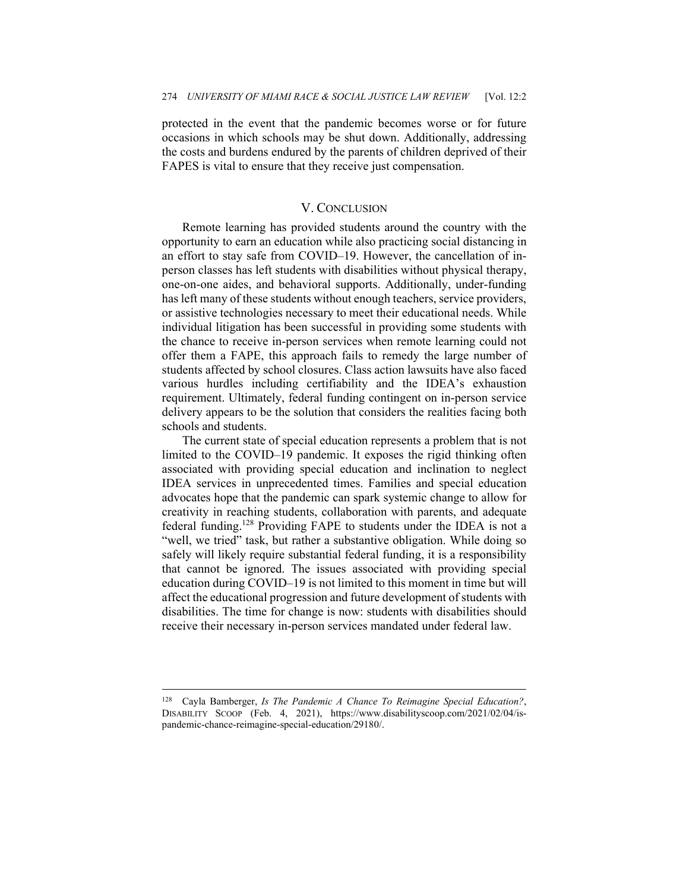protected in the event that the pandemic becomes worse or for future occasions in which schools may be shut down. Additionally, addressing the costs and burdens endured by the parents of children deprived of their FAPES is vital to ensure that they receive just compensation.

## V. CONCLUSION

Remote learning has provided students around the country with the opportunity to earn an education while also practicing social distancing in an effort to stay safe from COVID–19. However, the cancellation of in-person classes has left students with disabilities without physical therapy, one-on-one aides, and behavioral supports. Additionally, under-funding has left many of these students without enough teachers, service providers, or assistive technologies necessary to meet their educational needs. While individual litigation has been successful in providing some students with the chance to receive in-person services when remote learning could not offer them a FAPE, this approach fails to remedy the large number of students affected by school closures. Class action lawsuits have also faced various hurdles including certifiability and the IDEA's exhaustion requirement. Ultimately, federal funding contingent on in-person service delivery appears to be the solution that considers the realities facing both schools and students.

The current state of special education represents a problem that is not limited to the COVID–19 pandemic. It exposes the rigid thinking often associated with providing special education and inclination to neglect IDEA services in unprecedented times. Families and special education advocates hope that the pandemic can spark systemic change to allow for creativity in reaching students, collaboration with parents, and adequate federal funding.[128] Providing FAPE to students under the IDEA is not a "well, we tried" task, but rather a substantive obligation. While doing so safely will likely require substantial federal funding, it is a responsibility that cannot be ignored. The issues associated with providing special education during COVID–19 is not limited to this moment in time but will affect the educational progression and future development of students with disabilities. The time for change is now: students with disabilities should receive their necessary in-person services mandated under federal law.

---

[128] Cayla Bamberger, *Is The Pandemic A Chance To Reimagine Special Education?*, DISABILITY SCOOP (Feb. 4, 2021), https://www.disabilityscoop.com/2021/02/04/is-pandemic-chance-reimagine-special-education/29180/.